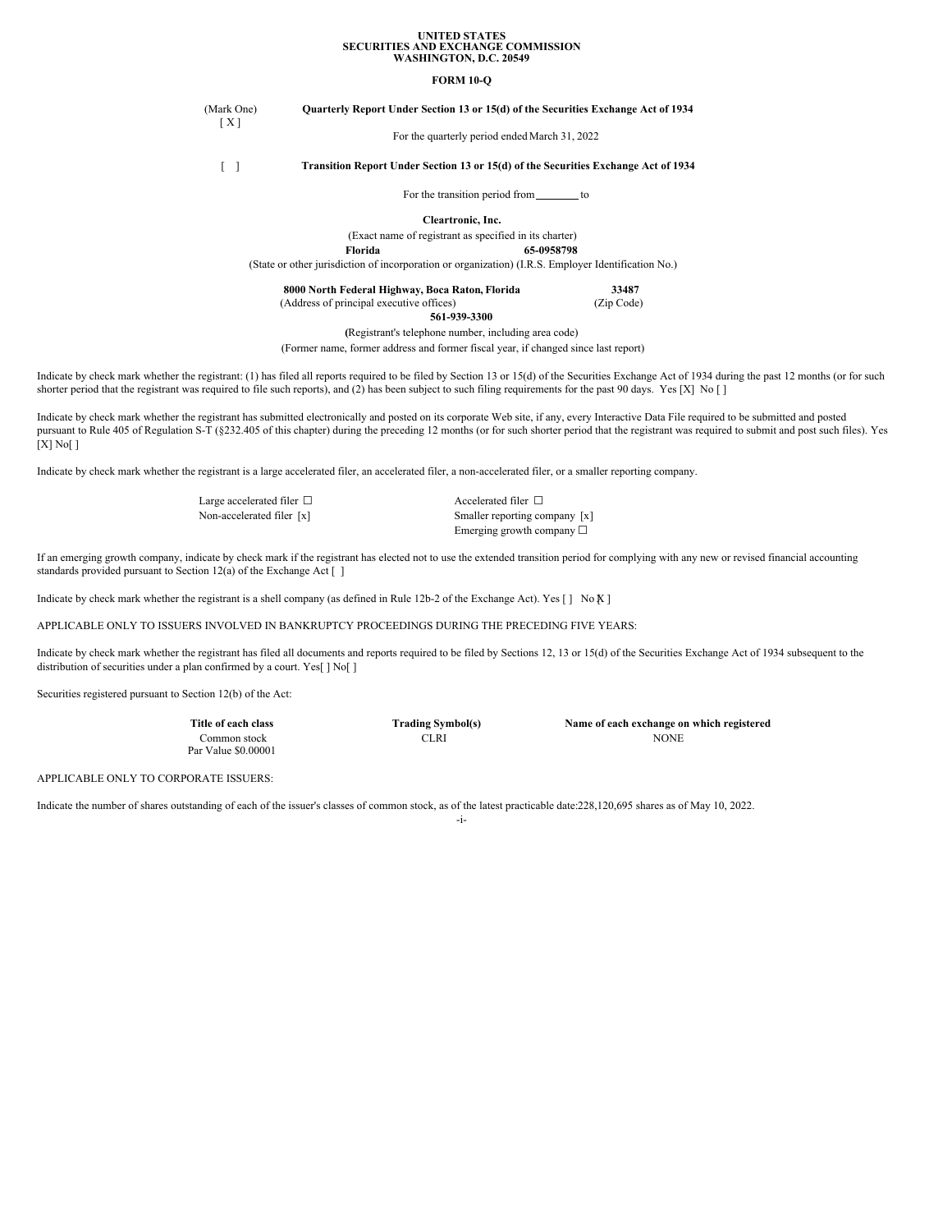**UNITED STATES**
**SECURITIES AND EXCHANGE COMMISSION**
**WASHINGTON, D.C. 20549**

**FORM 10-Q**

(Mark One)
[ X ] **Quarterly Report Under Section 13 or 15(d) of the Securities Exchange Act of 1934**

For the quarterly period ended March 31, 2022

[ ] **Transition Report Under Section 13 or 15(d) of the Securities Exchange Act of 1934**

For the transition period from ________ to

**Cleartronic, Inc.**
(Exact name of registrant as specified in its charter)

**Florida** **65-0958798**
(State or other jurisdiction of incorporation or organization) (I.R.S. Employer Identification No.)

**8000 North Federal Highway, Boca Raton, Florida** **33487**
(Address of principal executive offices) (Zip Code)

**561-939-3300**
(Registrant's telephone number, including area code)

(Former name, former address and former fiscal year, if changed since last report)

Indicate by check mark whether the registrant: (1) has filed all reports required to be filed by Section 13 or 15(d) of the Securities Exchange Act of 1934 during the past 12 months (or for such shorter period that the registrant was required to file such reports), and (2) has been subject to such filing requirements for the past 90 days. Yes [X] No [ ]

Indicate by check mark whether the registrant has submitted electronically and posted on its corporate Web site, if any, every Interactive Data File required to be submitted and posted pursuant to Rule 405 of Regulation S-T (§232.405 of this chapter) during the preceding 12 months (or for such shorter period that the registrant was required to submit and post such files). Yes [X] No[ ]

Indicate by check mark whether the registrant is a large accelerated filer, an accelerated filer, a non-accelerated filer, or a smaller reporting company.

| | |
|---|---|
| Large accelerated filer ☐ | Accelerated filer ☐ |
| Non-accelerated filer [x] | Smaller reporting company [x] |
| | Emerging growth company ☐ |

If an emerging growth company, indicate by check mark if the registrant has elected not to use the extended transition period for complying with any new or revised financial accounting standards provided pursuant to Section 12(a) of the Exchange Act [ ]

Indicate by check mark whether the registrant is a shell company (as defined in Rule 12b-2 of the Exchange Act). Yes [ ] No [X ]

APPLICABLE ONLY TO ISSUERS INVOLVED IN BANKRUPTCY PROCEEDINGS DURING THE PRECEDING FIVE YEARS:

Indicate by check mark whether the registrant has filed all documents and reports required to be filed by Sections 12, 13 or 15(d) of the Securities Exchange Act of 1934 subsequent to the distribution of securities under a plan confirmed by a court. Yes[ ] No[ ]

Securities registered pursuant to Section 12(b) of the Act:

| Title of each class | Trading Symbol(s) | Name of each exchange on which registered |
|---|---|---|
| Common stock Par Value $0.00001 | CLRI | NONE |

APPLICABLE ONLY TO CORPORATE ISSUERS:

Indicate the number of shares outstanding of each of the issuer's classes of common stock, as of the latest practicable date:228,120,695 shares as of May 10, 2022.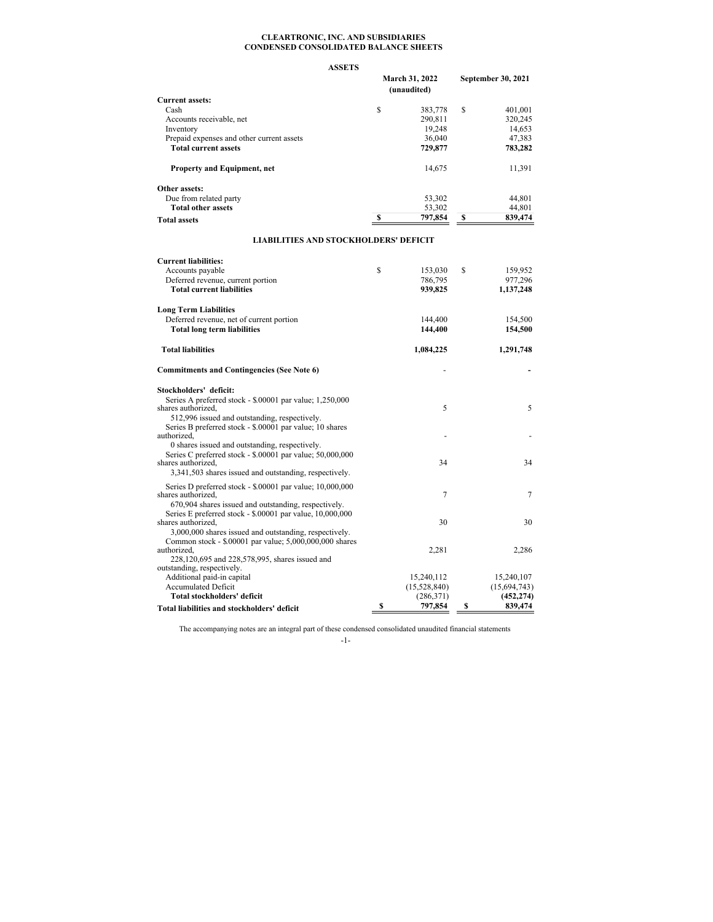**CLEARTRONIC, INC. AND SUBSIDIARIES**
**CONDENSED CONSOLIDATED BALANCE SHEETS**

**ASSETS**

| | March 31, 2022 (unaudited) | September 30, 2021 |
|---|---|---|
| **Current assets:** | | |
| Cash | $ 383,778 | $ 401,001 |
| Accounts receivable, net | 290,811 | 320,245 |
| Inventory | 19,248 | 14,653 |
| Prepaid expenses and other current assets | 36,040 | 47,383 |
| **Total current assets** | **729,877** | **783,282** |
| | | |
| **Property and Equipment, net** | 14,675 | 11,391 |
| | | |
| **Other assets:** | | |
| Due from related party | 53,302 | 44,801 |
| **Total other assets** | 53,302 | 44,801 |
| **Total assets** | **$ 797,854** | **$ 839,474** |

**LIABILITIES AND STOCKHOLDERS' DEFICIT**

| | March 31, 2022 (unaudited) | September 30, 2021 |
|---|---|---|
| **Current liabilities:** | | |
| Accounts payable | $ 153,030 | $ 159,952 |
| Deferred revenue, current portion | 786,795 | 977,296 |
| **Total current liabilities** | **939,825** | **1,137,248** |
| | | |
| **Long Term Liabilities** | | |
| Deferred revenue, net of current portion | 144,400 | 154,500 |
| **Total long term liabilities** | **144,400** | **154,500** |
| | | |
| **Total liabilities** | **1,084,225** | **1,291,748** |
| | | |
| **Commitments and Contingencies (See Note 6)** | - | - |
| | | |
| **Stockholders' deficit:** | | |
| Series A preferred stock - $.00001 par value; 1,250,000 shares authorized, 512,996 issued and outstanding, respectively. | 5 | 5 |
| Series B preferred stock - $.00001 par value; 10 shares authorized, 0 shares issued and outstanding, respectively. | - | - |
| Series C preferred stock - $.00001 par value; 50,000,000 shares authorized, 3,341,503 shares issued and outstanding, respectively. | 34 | 34 |
| Series D preferred stock - $.00001 par value; 10,000,000 shares authorized, 670,904 shares issued and outstanding, respectively. | 7 | 7 |
| Series E preferred stock - $.00001 par value, 10,000,000 shares authorized, 3,000,000 shares issued and outstanding, respectively. | 30 | 30 |
| Common stock - $.00001 par value; 5,000,000,000 shares authorized, 228,120,695 and 228,578,995, shares issued and outstanding, respectively. | 2,281 | 2,286 |
| Additional paid-in capital | 15,240,112 | 15,240,107 |
| Accumulated Deficit | (15,528,840) | (15,694,743) |
| **Total stockholders' deficit** | (286,371) | **(452,274)** |
| **Total liabilities and stockholders' deficit** | **$ 797,854** | **$ 839,474** |

The accompanying notes are an integral part of these condensed consolidated unaudited financial statements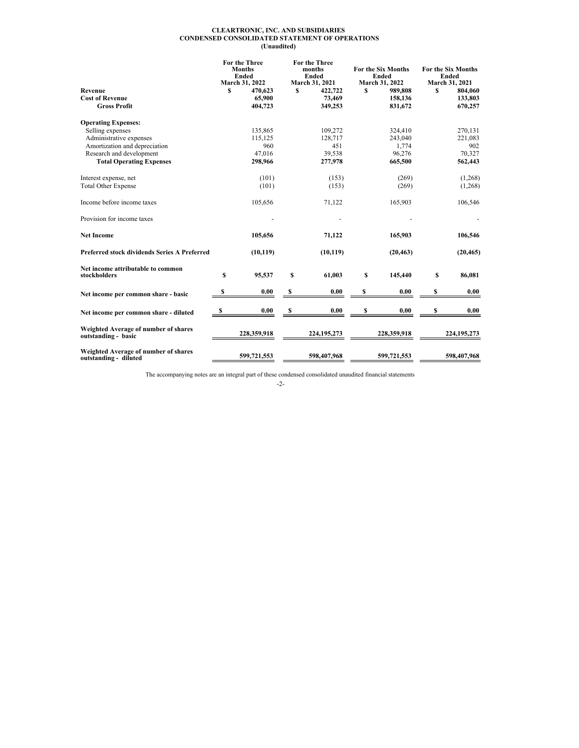**CLEARTRONIC, INC. AND SUBSIDIARIES**
**CONDENSED CONSOLIDATED STATEMENT OF OPERATIONS**
**(Unaudited)**

| | For the Three Months Ended March 31, 2022 | For the Three months Ended March 31, 2021 | For the Six Months Ended March 31, 2022 | For the Six Months Ended March 31, 2021 |
|---|---|---|---|---|
| **Revenue** | **$ 470,623** | **$ 422,722** | **$ 989,808** | **$ 804,060** |
| **Cost of Revenue** | **65,900** | **73,469** | **158,136** | **133,803** |
| **Gross Profit** | **404,723** | **349,253** | **831,672** | **670,257** |
| **Operating Expenses:** | | | | |
| Selling expenses | 135,865 | 109,272 | 324,410 | 270,131 |
| Administrative expenses | 115,125 | 128,717 | 243,040 | 221,083 |
| Amortization and depreciation | 960 | 451 | 1,774 | 902 |
| Research and development | 47,016 | 39,538 | 96,276 | 70,327 |
| **Total Operating Expenses** | **298,966** | **277,978** | **665,500** | **562,443** |
| Interest expense, net | (101) | (153) | (269) | (1,268) |
| Total Other Expense | (101) | (153) | (269) | (1,268) |
| Income before income taxes | 105,656 | 71,122 | 165,903 | 106,546 |
| Provision for income taxes | - | - | - | - |
| **Net Income** | **105,656** | **71,122** | **165,903** | **106,546** |
| **Preferred stock dividends Series A Preferred** | **(10,119)** | **(10,119)** | **(20,463)** | **(20,465)** |
| **Net income attributable to common stockholders** | **$ 95,537** | **$ 61,003** | **$ 145,440** | **$ 86,081** |
| **Net income per common share - basic** | **$ 0.00** | **$ 0.00** | **$ 0.00** | **$ 0.00** |
| **Net income per common share - diluted** | **$ 0.00** | **$ 0.00** | **$ 0.00** | **$ 0.00** |
| **Weighted Average of number of shares outstanding - basic** | **228,359,918** | **224,195,273** | **228,359,918** | **224,195,273** |
| **Weighted Average of number of shares outstanding - diluted** | **599,721,553** | **598,407,968** | **599,721,553** | **598,407,968** |

The accompanying notes are an integral part of these condensed consolidated unaudited financial statements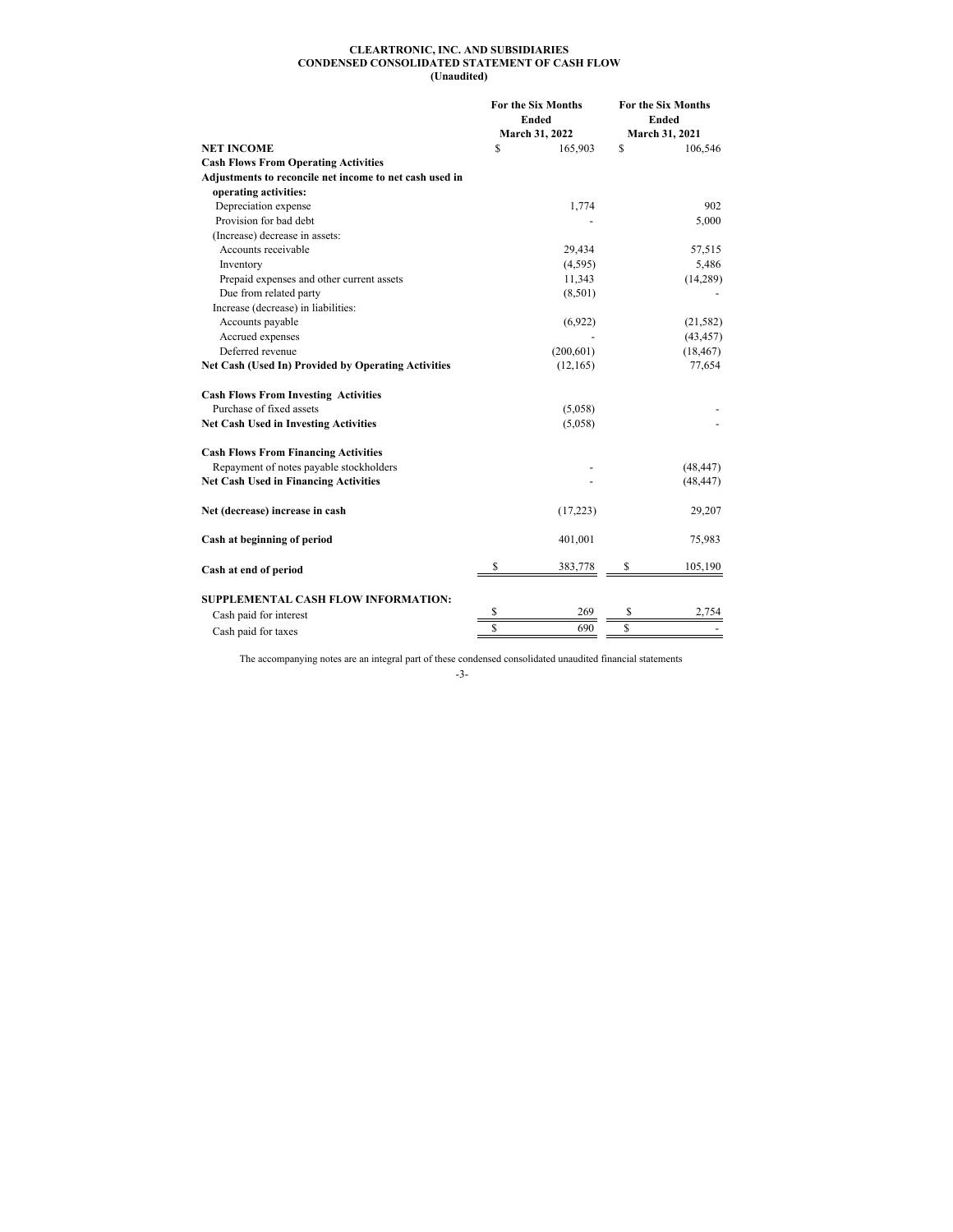# CLEARTRONIC, INC. AND SUBSIDIARIES
## CONDENSED CONSOLIDATED STATEMENT OF CASH FLOW
### (Unaudited)

| | For the Six Months Ended March 31, 2022 | For the Six Months Ended March 31, 2021 |
|---|---|---|
| **NET INCOME** | $ 165,903 | $ 106,546 |
| **Cash Flows From Operating Activities** | | |
| **Adjustments to reconcile net income to net cash used in operating activities:** | | |
| Depreciation expense | 1,774 | 902 |
| Provision for bad debt | - | 5,000 |
| (Increase) decrease in assets: | | |
| Accounts receivable | 29,434 | 57,515 |
| Inventory | (4,595) | 5,486 |
| Prepaid expenses and other current assets | 11,343 | (14,289) |
| Due from related party | (8,501) | - |
| Increase (decrease) in liabilities: | | |
| Accounts payable | (6,922) | (21,582) |
| Accrued expenses | - | (43,457) |
| Deferred revenue | (200,601) | (18,467) |
| **Net Cash (Used In) Provided by Operating Activities** | (12,165) | 77,654 |
| | | |
| **Cash Flows From Investing Activities** | | |
| Purchase of fixed assets | (5,058) | - |
| **Net Cash Used in Investing Activities** | (5,058) | - |
| | | |
| **Cash Flows From Financing Activities** | | |
| Repayment of notes payable stockholders | - | (48,447) |
| **Net Cash Used in Financing Activities** | - | (48,447) |
| | | |
| **Net (decrease) increase in cash** | (17,223) | 29,207 |
| | | |
| **Cash at beginning of period** | 401,001 | 75,983 |
| | | |
| **Cash at end of period** | $ 383,778 | $ 105,190 |
| | | |
| **SUPPLEMENTAL CASH FLOW INFORMATION:** | | |
| Cash paid for interest | $ 269 | $ 2,754 |
| Cash paid for taxes | $ 690 | $ - |

The accompanying notes are an integral part of these condensed consolidated unaudited financial statements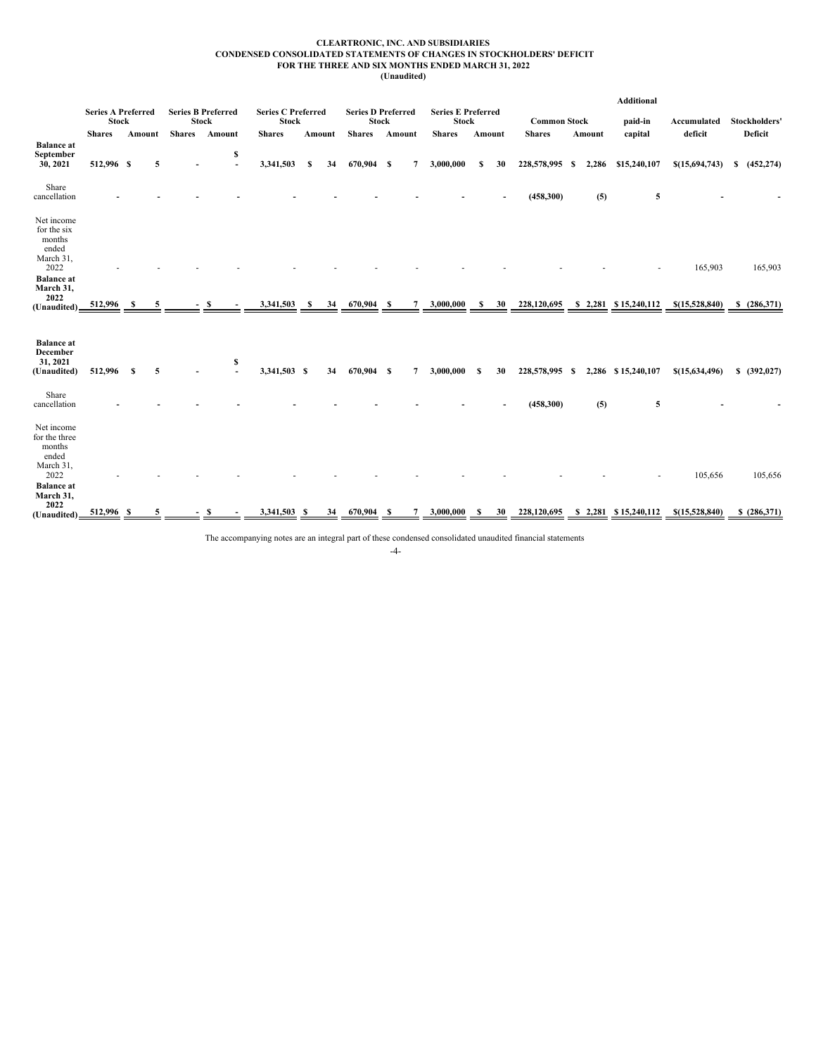**CLEARTRONIC, INC. AND SUBSIDIARIES**
**CONDENSED CONSOLIDATED STATEMENTS OF CHANGES IN STOCKHOLDERS' DEFICIT**
**FOR THE THREE AND SIX MONTHS ENDED MARCH 31, 2022**
**(Unaudited)**

| | Series A Preferred Stock | | Series B Preferred Stock | | Series C Preferred Stock | | Series D Preferred Stock | | Series E Preferred Stock | | Common Stock | | Additional paid-in capital | Accumulated deficit | Stockholders' Deficit |
|---|---|---|---|---|---|---|---|---|---|---|---|---|---|---|---|
| | Shares | Amount | Shares | Amount | Shares | Amount | Shares | Amount | Shares | Amount | Shares | Amount | | | |
| **Balance at September 30, 2021** | 512,996 | $ 5 | - | $ - | 3,341,503 | $ 34 | 670,904 | $ 7 | 3,000,000 | $ 30 | 228,578,995 | $ 2,286 | $15,240,107 | $(15,694,743) | $ (452,274) |
| Share cancellation | - | - | - | - | - | - | - | - | - | - | (458,300) | (5) | 5 | - | - |
| Net income for the six months ended March 31, 2022 | - | - | - | - | - | - | - | - | - | - | - | - | - | 165,903 | 165,903 |
| **Balance at March 31, 2022 (Unaudited)** | 512,996 | $ 5 | - | $ - | 3,341,503 | $ 34 | 670,904 | $ 7 | 3,000,000 | $ 30 | 228,120,695 | $ 2,281 | $ 15,240,112 | $(15,528,840) | $ (286,371) |
| | | | | | | | | | | | | | | | |
| **Balance at December 31, 2021 (Unaudited)** | 512,996 | $ 5 | - | $ - | 3,341,503 | $ 34 | 670,904 | $ 7 | 3,000,000 | $ 30 | 228,578,995 | $ 2,286 | $ 15,240,107 | $(15,634,496) | $ (392,027) |
| Share cancellation | - | - | - | - | - | - | - | - | - | - | (458,300) | (5) | 5 | - | - |
| Net income for the three months ended March 31, 2022 | - | - | - | - | - | - | - | - | - | - | - | - | - | 105,656 | 105,656 |
| **Balance at March 31, 2022 (Unaudited)** | 512,996 | $ 5 | - | $ - | 3,341,503 | $ 34 | 670,904 | $ 7 | 3,000,000 | $ 30 | 228,120,695 | $ 2,281 | $ 15,240,112 | $(15,528,840) | $ (286,371) |

The accompanying notes are an integral part of these condensed consolidated unaudited financial statements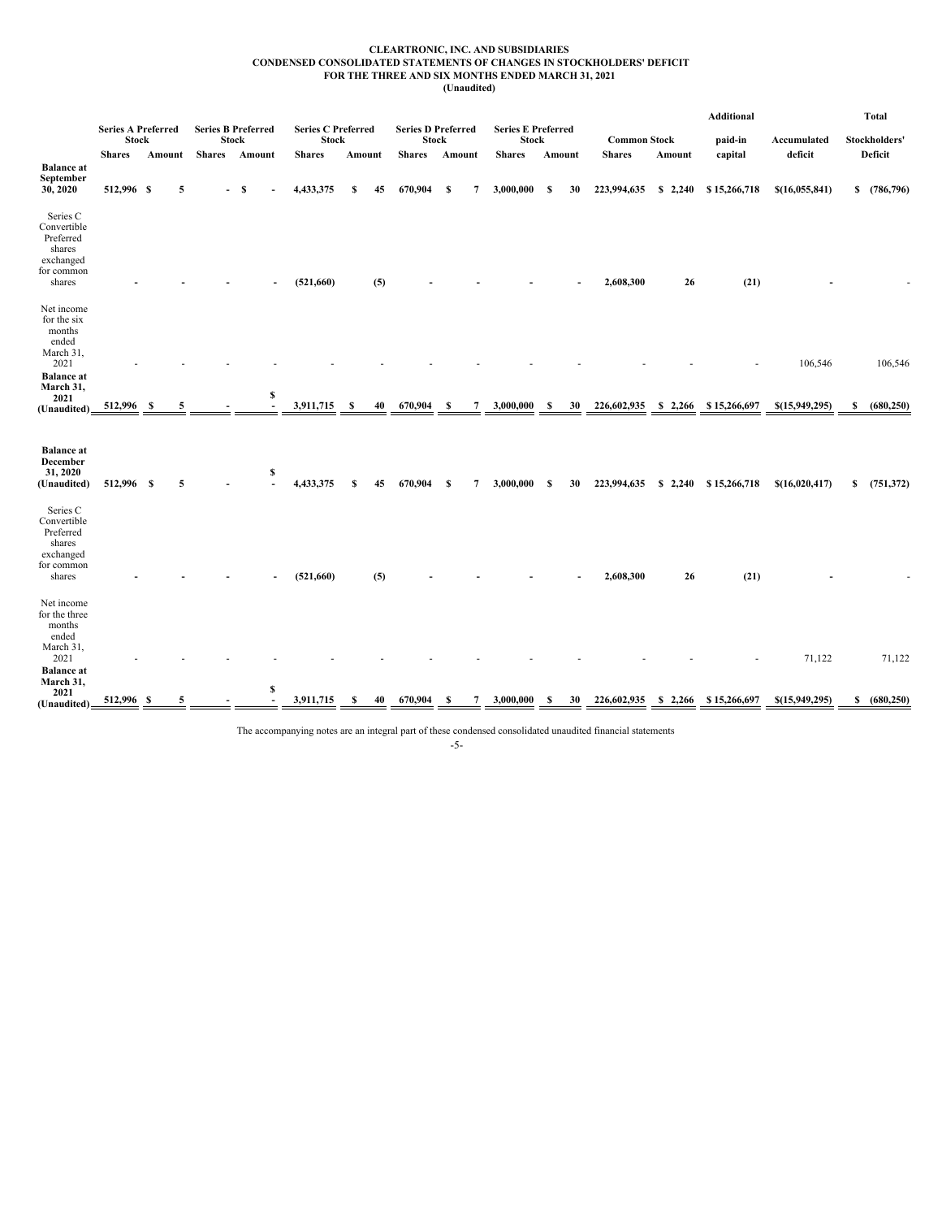**CLEARTRONIC, INC. AND SUBSIDIARIES**
**CONDENSED CONSOLIDATED STATEMENTS OF CHANGES IN STOCKHOLDERS' DEFICIT**
**FOR THE THREE AND SIX MONTHS ENDED MARCH 31, 2021**
**(Unaudited)**

| | Series A Preferred Stock | | Series B Preferred Stock | | Series C Preferred Stock | | Series D Preferred Stock | | Series E Preferred Stock | | Common Stock | | Additional paid-in capital | Accumulated deficit | Total Stockholders' Deficit |
|---|---|---|---|---|---|---|---|---|---|---|---|---|---|---|---|
| | Shares | Amount | Shares | Amount | Shares | Amount | Shares | Amount | Shares | Amount | Shares | Amount | | | |
| **Balance at September 30, 2020** | 512,996 | $ 5 | - | $ - | 4,433,375 | $ 45 | 670,904 | $ 7 | 3,000,000 | $ 30 | 223,994,635 | $ 2,240 | $ 15,266,718 | $(16,055,841) | $ (786,796) |
| Series C Convertible Preferred shares exchanged for common shares | - | - | - | - | (521,660) | (5) | - | - | - | - | 2,608,300 | 26 | (21) | - | - |
| Net income for the six months ended March 31, 2021 | - | - | - | - | - | - | - | - | - | - | - | - | - | 106,546 | 106,546 |
| **Balance at March 31, 2021 (Unaudited)** | 512,996 | $ 5 | - | $ - | 3,911,715 | $ 40 | 670,904 | $ 7 | 3,000,000 | $ 30 | 226,602,935 | $ 2,266 | $ 15,266,697 | $(15,949,295) | $ (680,250) |
| | | | | | | | | | | | | | | | |
| **Balance at December 31, 2020 (Unaudited)** | 512,996 | $ 5 | - | $ - | 4,433,375 | $ 45 | 670,904 | $ 7 | 3,000,000 | $ 30 | 223,994,635 | $ 2,240 | $ 15,266,718 | $(16,020,417) | $ (751,372) |
| Series C Convertible Preferred shares exchanged for common shares | - | - | - | - | (521,660) | (5) | - | - | - | - | 2,608,300 | 26 | (21) | - | - |
| Net income for the three months ended March 31, 2021 | - | - | - | - | - | - | - | - | - | - | - | - | - | 71,122 | 71,122 |
| **Balance at March 31, 2021 (Unaudited)** | 512,996 | $ 5 | - | $ - | 3,911,715 | $ 40 | 670,904 | $ 7 | 3,000,000 | $ 30 | 226,602,935 | $ 2,266 | $ 15,266,697 | $(15,949,295) | $ (680,250) |

The accompanying notes are an integral part of these condensed consolidated unaudited financial statements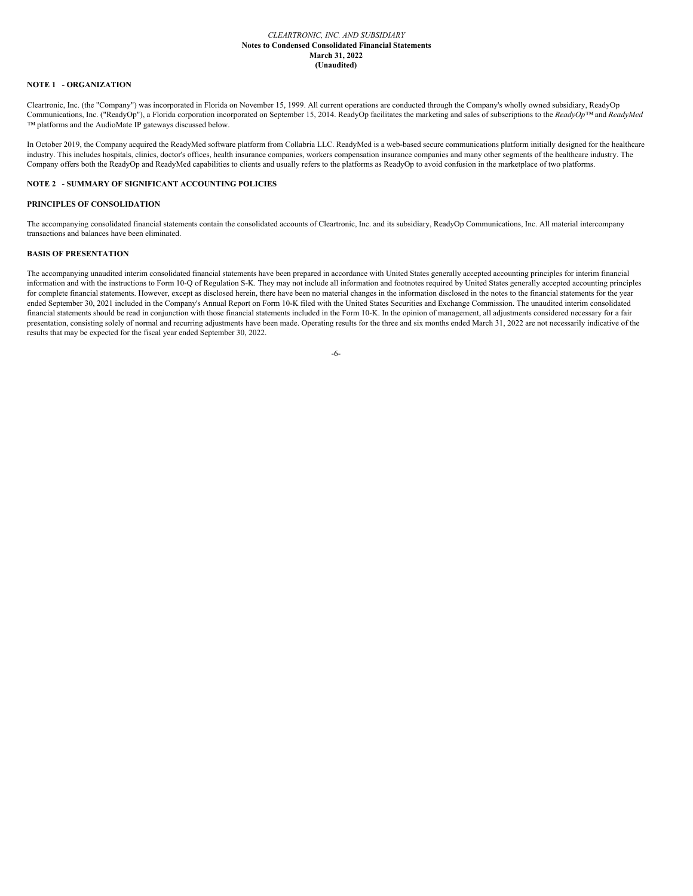*CLEARTRONIC, INC. AND SUBSIDIARY*

**Notes to Condensed Consolidated Financial Statements**

**March 31, 2022**

**(Unaudited)**

**NOTE 1 - ORGANIZATION**

Cleartronic, Inc. (the "Company") was incorporated in Florida on November 15, 1999. All current operations are conducted through the Company's wholly owned subsidiary, ReadyOp Communications, Inc. ("ReadyOp"), a Florida corporation incorporated on September 15, 2014. ReadyOp facilitates the marketing and sales of subscriptions to the *ReadyOp*™ and *ReadyMed* ™ platforms and the AudioMate IP gateways discussed below.

In October 2019, the Company acquired the ReadyMed software platform from Collabria LLC. ReadyMed is a web-based secure communications platform initially designed for the healthcare industry. This includes hospitals, clinics, doctor's offices, health insurance companies, workers compensation insurance companies and many other segments of the healthcare industry. The Company offers both the ReadyOp and ReadyMed capabilities to clients and usually refers to the platforms as ReadyOp to avoid confusion in the marketplace of two platforms.

**NOTE 2 - SUMMARY OF SIGNIFICANT ACCOUNTING POLICIES**

**PRINCIPLES OF CONSOLIDATION**

The accompanying consolidated financial statements contain the consolidated accounts of Cleartronic, Inc. and its subsidiary, ReadyOp Communications, Inc. All material intercompany transactions and balances have been eliminated.

**BASIS OF PRESENTATION**

The accompanying unaudited interim consolidated financial statements have been prepared in accordance with United States generally accepted accounting principles for interim financial information and with the instructions to Form 10-Q of Regulation S-K. They may not include all information and footnotes required by United States generally accepted accounting principles for complete financial statements. However, except as disclosed herein, there have been no material changes in the information disclosed in the notes to the financial statements for the year ended September 30, 2021 included in the Company's Annual Report on Form 10-K filed with the United States Securities and Exchange Commission. The unaudited interim consolidated financial statements should be read in conjunction with those financial statements included in the Form 10-K. In the opinion of management, all adjustments considered necessary for a fair presentation, consisting solely of normal and recurring adjustments have been made. Operating results for the three and six months ended March 31, 2022 are not necessarily indicative of the results that may be expected for the fiscal year ended September 30, 2022.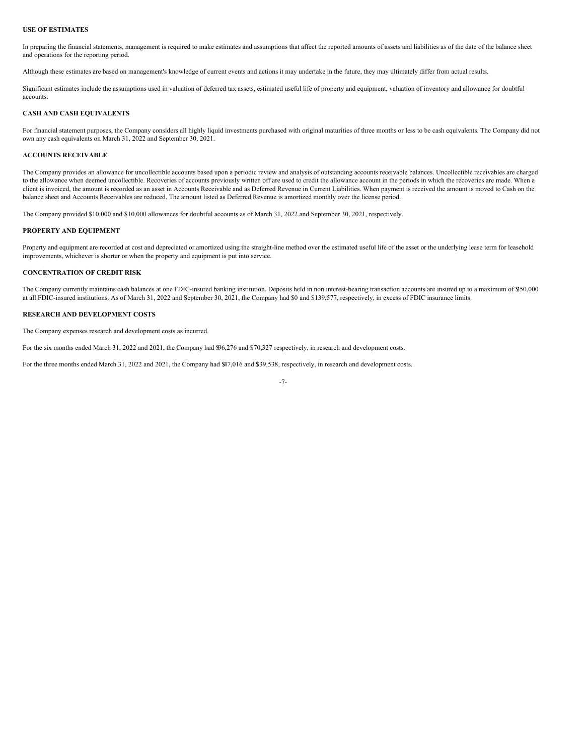**USE OF ESTIMATES**

In preparing the financial statements, management is required to make estimates and assumptions that affect the reported amounts of assets and liabilities as of the date of the balance sheet and operations for the reporting period.

Although these estimates are based on management's knowledge of current events and actions it may undertake in the future, they may ultimately differ from actual results.

Significant estimates include the assumptions used in valuation of deferred tax assets, estimated useful life of property and equipment, valuation of inventory and allowance for doubtful accounts.

**CASH AND CASH EQUIVALENTS**

For financial statement purposes, the Company considers all highly liquid investments purchased with original maturities of three months or less to be cash equivalents. The Company did not own any cash equivalents on March 31, 2022 and September 30, 2021.

**ACCOUNTS RECEIVABLE**

The Company provides an allowance for uncollectible accounts based upon a periodic review and analysis of outstanding accounts receivable balances. Uncollectible receivables are charged to the allowance when deemed uncollectible. Recoveries of accounts previously written off are used to credit the allowance account in the periods in which the recoveries are made. When a client is invoiced, the amount is recorded as an asset in Accounts Receivable and as Deferred Revenue in Current Liabilities. When payment is received the amount is moved to Cash on the balance sheet and Accounts Receivables are reduced. The amount listed as Deferred Revenue is amortized monthly over the license period.

The Company provided $10,000 and $10,000 allowances for doubtful accounts as of March 31, 2022 and September 30, 2021, respectively.

**PROPERTY AND EQUIPMENT**

Property and equipment are recorded at cost and depreciated or amortized using the straight-line method over the estimated useful life of the asset or the underlying lease term for leasehold improvements, whichever is shorter or when the property and equipment is put into service.

**CONCENTRATION OF CREDIT RISK**

The Company currently maintains cash balances at one FDIC-insured banking institution. Deposits held in non interest-bearing transaction accounts are insured up to a maximum of $250,000 at all FDIC-insured institutions. As of March 31, 2022 and September 30, 2021, the Company had $0 and $139,577, respectively, in excess of FDIC insurance limits.

**RESEARCH AND DEVELOPMENT COSTS**

The Company expenses research and development costs as incurred.

For the six months ended March 31, 2022 and 2021, the Company had $96,276 and $70,327 respectively, in research and development costs.

For the three months ended March 31, 2022 and 2021, the Company had $47,016 and $39,538, respectively, in research and development costs.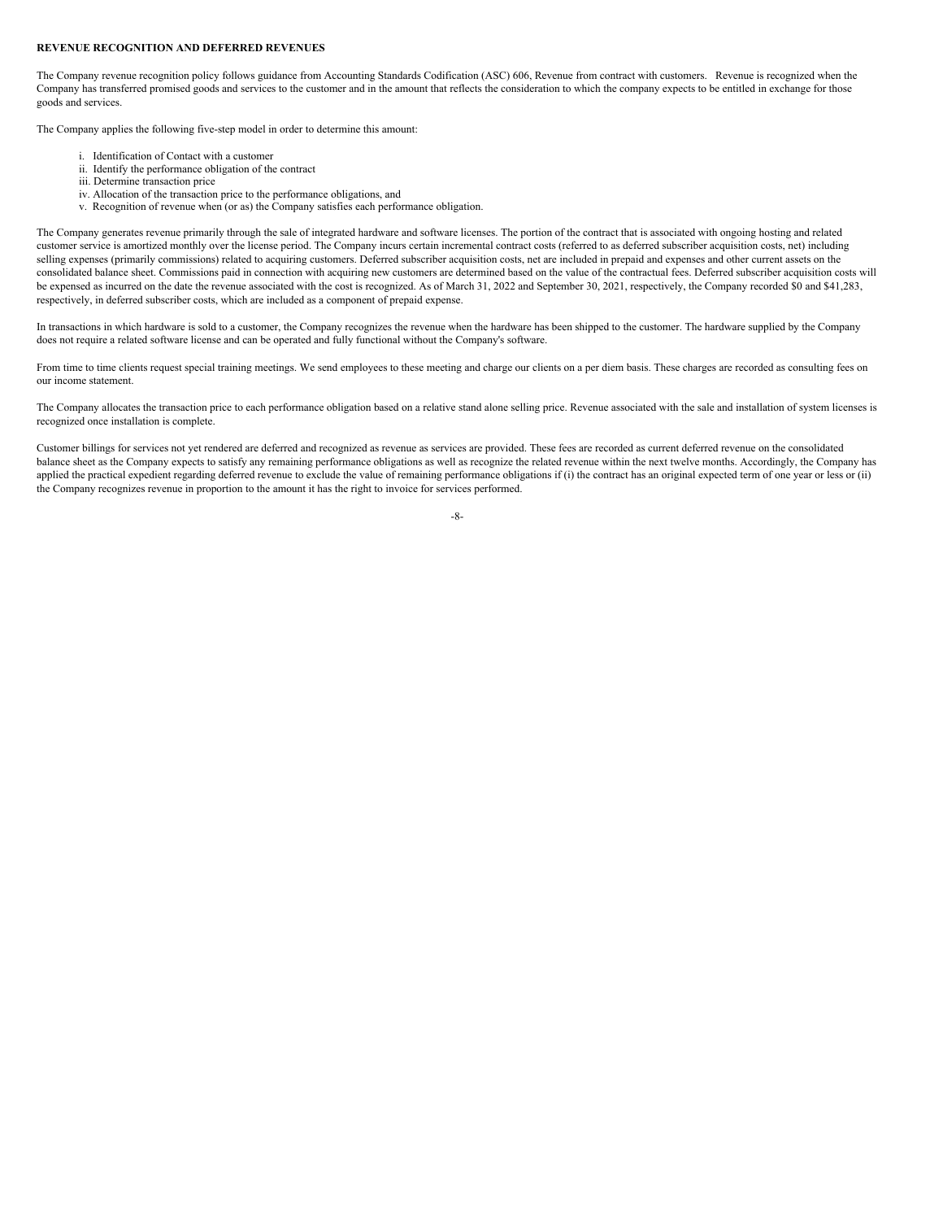**REVENUE RECOGNITION AND DEFERRED REVENUES**

The Company revenue recognition policy follows guidance from Accounting Standards Codification (ASC) 606, Revenue from contract with customers. Revenue is recognized when the Company has transferred promised goods and services to the customer and in the amount that reflects the consideration to which the company expects to be entitled in exchange for those goods and services.

The Company applies the following five-step model in order to determine this amount:

i. Identification of Contact with a customer
ii. Identify the performance obligation of the contract
iii. Determine transaction price
iv. Allocation of the transaction price to the performance obligations, and
v. Recognition of revenue when (or as) the Company satisfies each performance obligation.

The Company generates revenue primarily through the sale of integrated hardware and software licenses. The portion of the contract that is associated with ongoing hosting and related customer service is amortized monthly over the license period. The Company incurs certain incremental contract costs (referred to as deferred subscriber acquisition costs, net) including selling expenses (primarily commissions) related to acquiring customers. Deferred subscriber acquisition costs, net are included in prepaid and expenses and other current assets on the consolidated balance sheet. Commissions paid in connection with acquiring new customers are determined based on the value of the contractual fees. Deferred subscriber acquisition costs will be expensed as incurred on the date the revenue associated with the cost is recognized. As of March 31, 2022 and September 30, 2021, respectively, the Company recorded $0 and $41,283, respectively, in deferred subscriber costs, which are included as a component of prepaid expense.

In transactions in which hardware is sold to a customer, the Company recognizes the revenue when the hardware has been shipped to the customer. The hardware supplied by the Company does not require a related software license and can be operated and fully functional without the Company's software.

From time to time clients request special training meetings. We send employees to these meeting and charge our clients on a per diem basis. These charges are recorded as consulting fees on our income statement.

The Company allocates the transaction price to each performance obligation based on a relative stand alone selling price. Revenue associated with the sale and installation of system licenses is recognized once installation is complete.

Customer billings for services not yet rendered are deferred and recognized as revenue as services are provided. These fees are recorded as current deferred revenue on the consolidated balance sheet as the Company expects to satisfy any remaining performance obligations as well as recognize the related revenue within the next twelve months. Accordingly, the Company has applied the practical expedient regarding deferred revenue to exclude the value of remaining performance obligations if (i) the contract has an original expected term of one year or less or (ii) the Company recognizes revenue in proportion to the amount it has the right to invoice for services performed.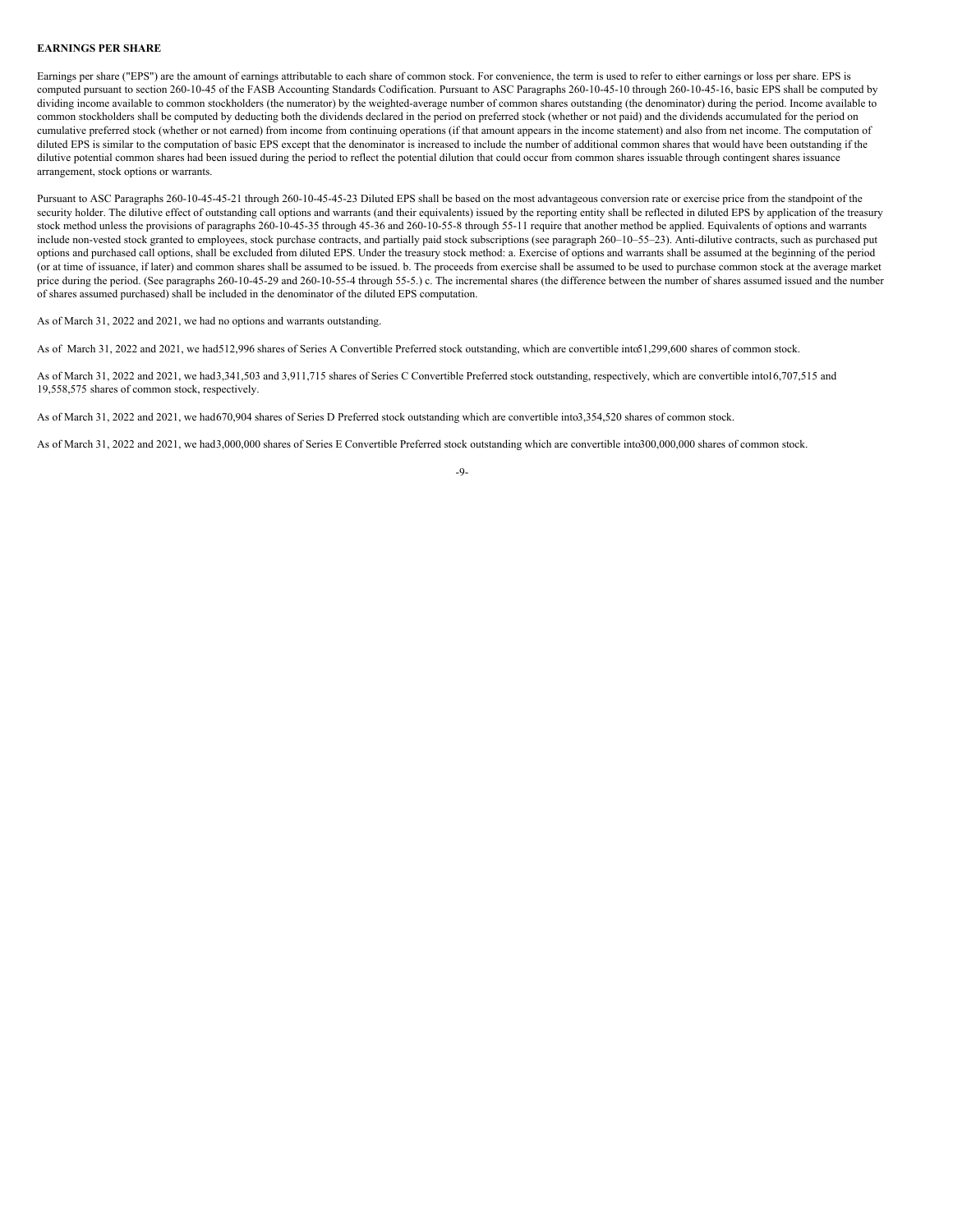**EARNINGS PER SHARE**

Earnings per share ("EPS") are the amount of earnings attributable to each share of common stock. For convenience, the term is used to refer to either earnings or loss per share. EPS is computed pursuant to section 260-10-45 of the FASB Accounting Standards Codification. Pursuant to ASC Paragraphs 260-10-45-10 through 260-10-45-16, basic EPS shall be computed by dividing income available to common stockholders (the numerator) by the weighted-average number of common shares outstanding (the denominator) during the period. Income available to common stockholders shall be computed by deducting both the dividends declared in the period on preferred stock (whether or not paid) and the dividends accumulated for the period on cumulative preferred stock (whether or not earned) from income from continuing operations (if that amount appears in the income statement) and also from net income. The computation of diluted EPS is similar to the computation of basic EPS except that the denominator is increased to include the number of additional common shares that would have been outstanding if the dilutive potential common shares had been issued during the period to reflect the potential dilution that could occur from common shares issuable through contingent shares issuance arrangement, stock options or warrants.

Pursuant to ASC Paragraphs 260-10-45-45-21 through 260-10-45-45-23 Diluted EPS shall be based on the most advantageous conversion rate or exercise price from the standpoint of the security holder. The dilutive effect of outstanding call options and warrants (and their equivalents) issued by the reporting entity shall be reflected in diluted EPS by application of the treasury stock method unless the provisions of paragraphs 260-10-45-35 through 45-36 and 260-10-55-8 through 55-11 require that another method be applied. Equivalents of options and warrants include non-vested stock granted to employees, stock purchase contracts, and partially paid stock subscriptions (see paragraph 260–10–55–23). Anti-dilutive contracts, such as purchased put options and purchased call options, shall be excluded from diluted EPS. Under the treasury stock method: a. Exercise of options and warrants shall be assumed at the beginning of the period (or at time of issuance, if later) and common shares shall be assumed to be issued. b. The proceeds from exercise shall be assumed to be used to purchase common stock at the average market price during the period. (See paragraphs 260-10-45-29 and 260-10-55-4 through 55-5.) c. The incremental shares (the difference between the number of shares assumed issued and the number of shares assumed purchased) shall be included in the denominator of the diluted EPS computation.

As of March 31, 2022 and 2021, we had no options and warrants outstanding.

As of March 31, 2022 and 2021, we had 512,996 shares of Series A Convertible Preferred stock outstanding, which are convertible into 51,299,600 shares of common stock.

As of March 31, 2022 and 2021, we had 3,341,503 and 3,911,715 shares of Series C Convertible Preferred stock outstanding, respectively, which are convertible into 16,707,515 and 19,558,575 shares of common stock, respectively.

As of March 31, 2022 and 2021, we had 670,904 shares of Series D Preferred stock outstanding which are convertible into 3,354,520 shares of common stock.

As of March 31, 2022 and 2021, we had 3,000,000 shares of Series E Convertible Preferred stock outstanding which are convertible into 300,000,000 shares of common stock.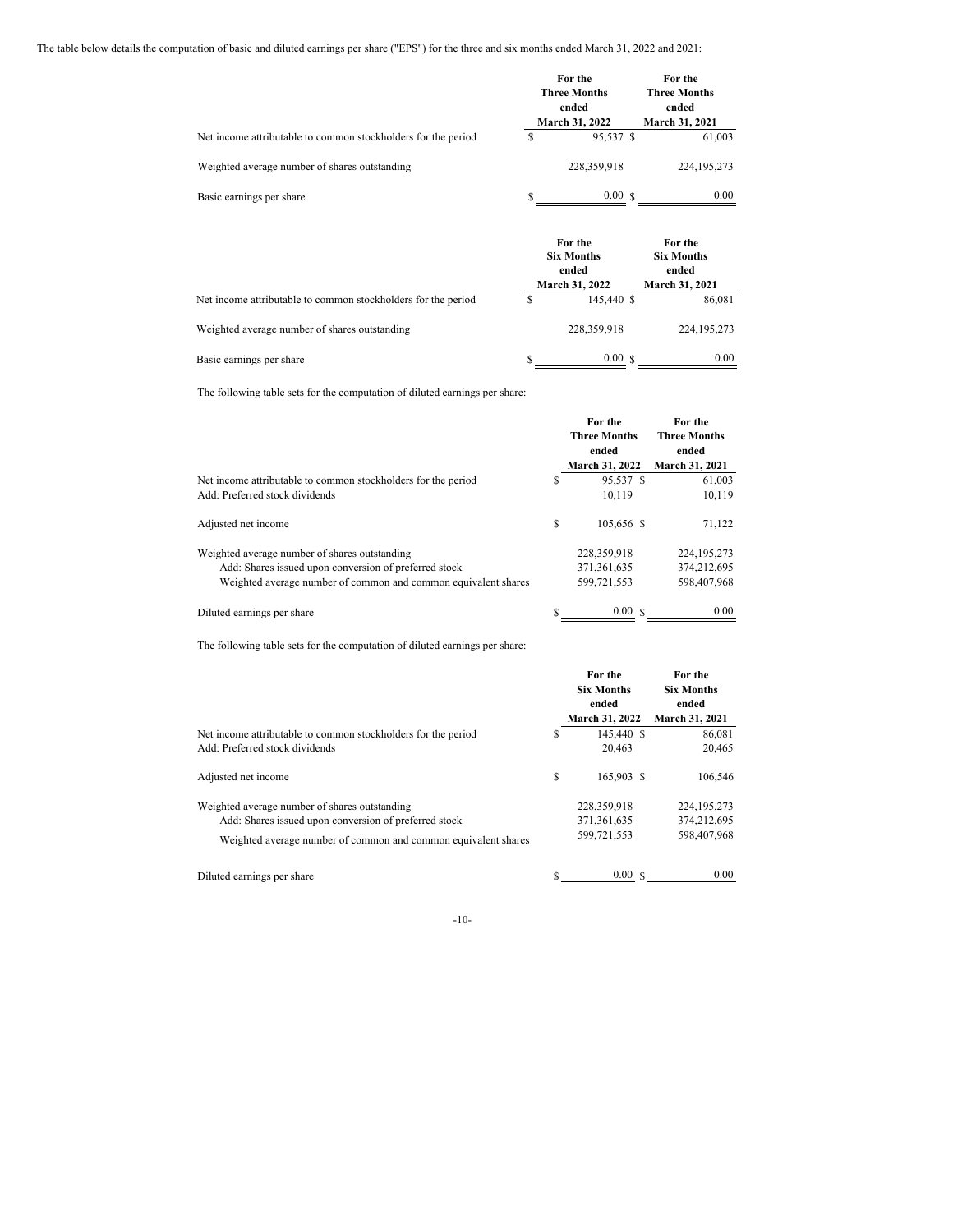The table below details the computation of basic and diluted earnings per share ("EPS") for the three and six months ended March 31, 2022 and 2021:

| | For the Three Months ended March 31, 2022 | For the Three Months ended March 31, 2021 |
|---|---|---|
| Net income attributable to common stockholders for the period | $ 95,537 | $ 61,003 |
| Weighted average number of shares outstanding | 228,359,918 | 224,195,273 |
| Basic earnings per share | $ 0.00 | $ 0.00 |

| | For the Six Months ended March 31, 2022 | For the Six Months ended March 31, 2021 |
|---|---|---|
| Net income attributable to common stockholders for the period | $ 145,440 | $ 86,081 |
| Weighted average number of shares outstanding | 228,359,918 | 224,195,273 |
| Basic earnings per share | $ 0.00 | $ 0.00 |

The following table sets for the computation of diluted earnings per share:

| | For the Three Months ended March 31, 2022 | For the Three Months ended March 31, 2021 |
|---|---|---|
| Net income attributable to common stockholders for the period | $ 95,537 | $ 61,003 |
| Add: Preferred stock dividends | 10,119 | 10,119 |
| Adjusted net income | $ 105,656 | $ 71,122 |
| Weighted average number of shares outstanding | 228,359,918 | 224,195,273 |
| Add: Shares issued upon conversion of preferred stock | 371,361,635 | 374,212,695 |
| Weighted average number of common and common equivalent shares | 599,721,553 | 598,407,968 |
| Diluted earnings per share | $ 0.00 | $ 0.00 |

The following table sets for the computation of diluted earnings per share:

| | For the Six Months ended March 31, 2022 | For the Six Months ended March 31, 2021 |
|---|---|---|
| Net income attributable to common stockholders for the period | $ 145,440 | $ 86,081 |
| Add: Preferred stock dividends | 20,463 | 20,465 |
| Adjusted net income | $ 165,903 | $ 106,546 |
| Weighted average number of shares outstanding | 228,359,918 | 224,195,273 |
| Add: Shares issued upon conversion of preferred stock | 371,361,635 | 374,212,695 |
| Weighted average number of common and common equivalent shares | 599,721,553 | 598,407,968 |
| Diluted earnings per share | $ 0.00 | $ 0.00 |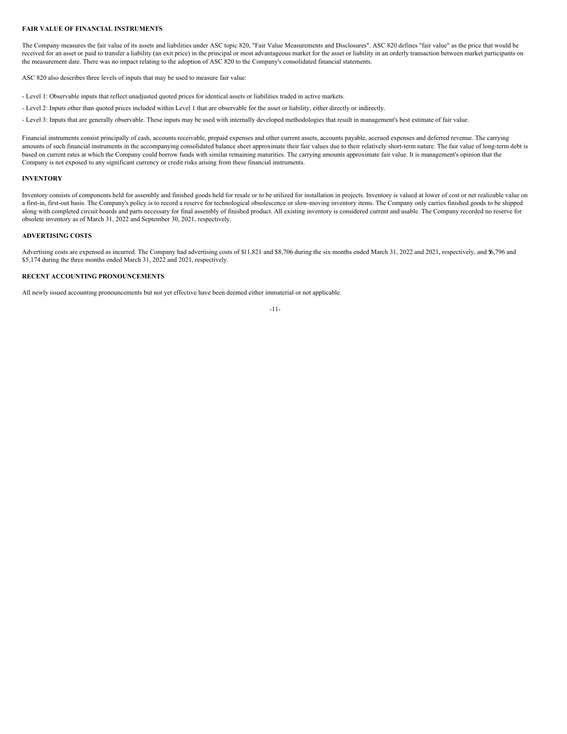**FAIR VALUE OF FINANCIAL INSTRUMENTS**

The Company measures the fair value of its assets and liabilities under ASC topic 820, "Fair Value Measurements and Disclosures". ASC 820 defines "fair value" as the price that would be received for an asset or paid to transfer a liability (an exit price) in the principal or most advantageous market for the asset or liability in an orderly transaction between market participants on the measurement date. There was no impact relating to the adoption of ASC 820 to the Company's consolidated financial statements.

ASC 820 also describes three levels of inputs that may be used to measure fair value:

- Level 1: Observable inputs that reflect unadjusted quoted prices for identical assets or liabilities traded in active markets.

- Level 2: Inputs other than quoted prices included within Level 1 that are observable for the asset or liability, either directly or indirectly.

- Level 3: Inputs that are generally observable. These inputs may be used with internally developed methodologies that result in management's best estimate of fair value.

Financial instruments consist principally of cash, accounts receivable, prepaid expenses and other current assets, accounts payable, accrued expenses and deferred revenue. The carrying amounts of such financial instruments in the accompanying consolidated balance sheet approximate their fair values due to their relatively short-term nature. The fair value of long-term debt is based on current rates at which the Company could borrow funds with similar remaining maturities. The carrying amounts approximate fair value. It is management's opinion that the Company is not exposed to any significant currency or credit risks arising from these financial instruments.

**INVENTORY**

Inventory consists of components held for assembly and finished goods held for resale or to be utilized for installation in projects. Inventory is valued at lower of cost or net realizable value on a first-in, first-out basis. The Company's policy is to record a reserve for technological obsolescence or slow-moving inventory items. The Company only carries finished goods to be shipped along with completed circuit boards and parts necessary for final assembly of finished product. All existing inventory is considered current and usable. The Company recorded no reserve for obsolete inventory as of March 31, 2022 and September 30, 2021, respectively.

**ADVERTISING COSTS**

Advertising costs are expensed as incurred. The Company had advertising costs of $11,821 and $8,706 during the six months ended March 31, 2022 and 2021, respectively, and $6,796 and $5,174 during the three months ended March 31, 2022 and 2021, respectively.

**RECENT ACCOUNTING PRONOUNCEMENTS**

All newly issued accounting pronouncements but not yet effective have been deemed either immaterial or not applicable.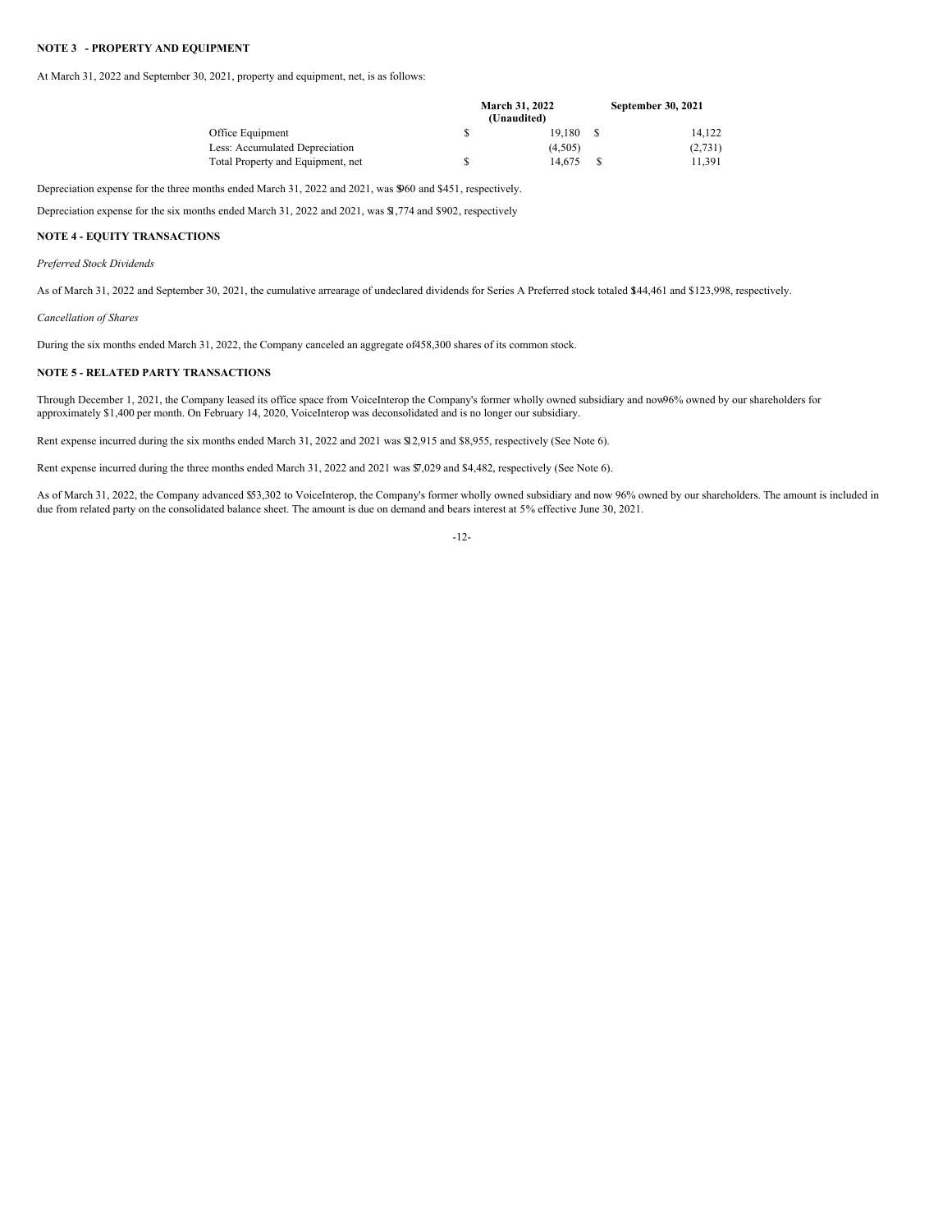## NOTE 3 - PROPERTY AND EQUIPMENT

At March 31, 2022 and September 30, 2021, property and equipment, net, is as follows:

| | March 31, 2022 (Unaudited) | September 30, 2021 |
|---|---|---|
| Office Equipment | $ 19,180 | $ 14,122 |
| Less: Accumulated Depreciation | (4,505) | (2,731) |
| Total Property and Equipment, net | $ 14,675 | $ 11,391 |

Depreciation expense for the three months ended March 31, 2022 and 2021, was $960 and $451, respectively.

Depreciation expense for the six months ended March 31, 2022 and 2021, was $1,774 and $902, respectively

## NOTE 4 - EQUITY TRANSACTIONS

*Preferred Stock Dividends*

As of March 31, 2022 and September 30, 2021, the cumulative arrearage of undeclared dividends for Series A Preferred stock totaled $144,461 and $123,998, respectively.

*Cancellation of Shares*

During the six months ended March 31, 2022, the Company canceled an aggregate of 458,300 shares of its common stock.

## NOTE 5 - RELATED PARTY TRANSACTIONS

Through December 1, 2021, the Company leased its office space from VoiceInterop the Company's former wholly owned subsidiary and now 96% owned by our shareholders for approximately $1,400 per month. On February 14, 2020, VoiceInterop was deconsolidated and is no longer our subsidiary.

Rent expense incurred during the six months ended March 31, 2022 and 2021 was $12,915 and $8,955, respectively (See Note 6).

Rent expense incurred during the three months ended March 31, 2022 and 2021 was $7,029 and $4,482, respectively (See Note 6).

As of March 31, 2022, the Company advanced $53,302 to VoiceInterop, the Company's former wholly owned subsidiary and now 96% owned by our shareholders. The amount is included in due from related party on the consolidated balance sheet. The amount is due on demand and bears interest at 5% effective June 30, 2021.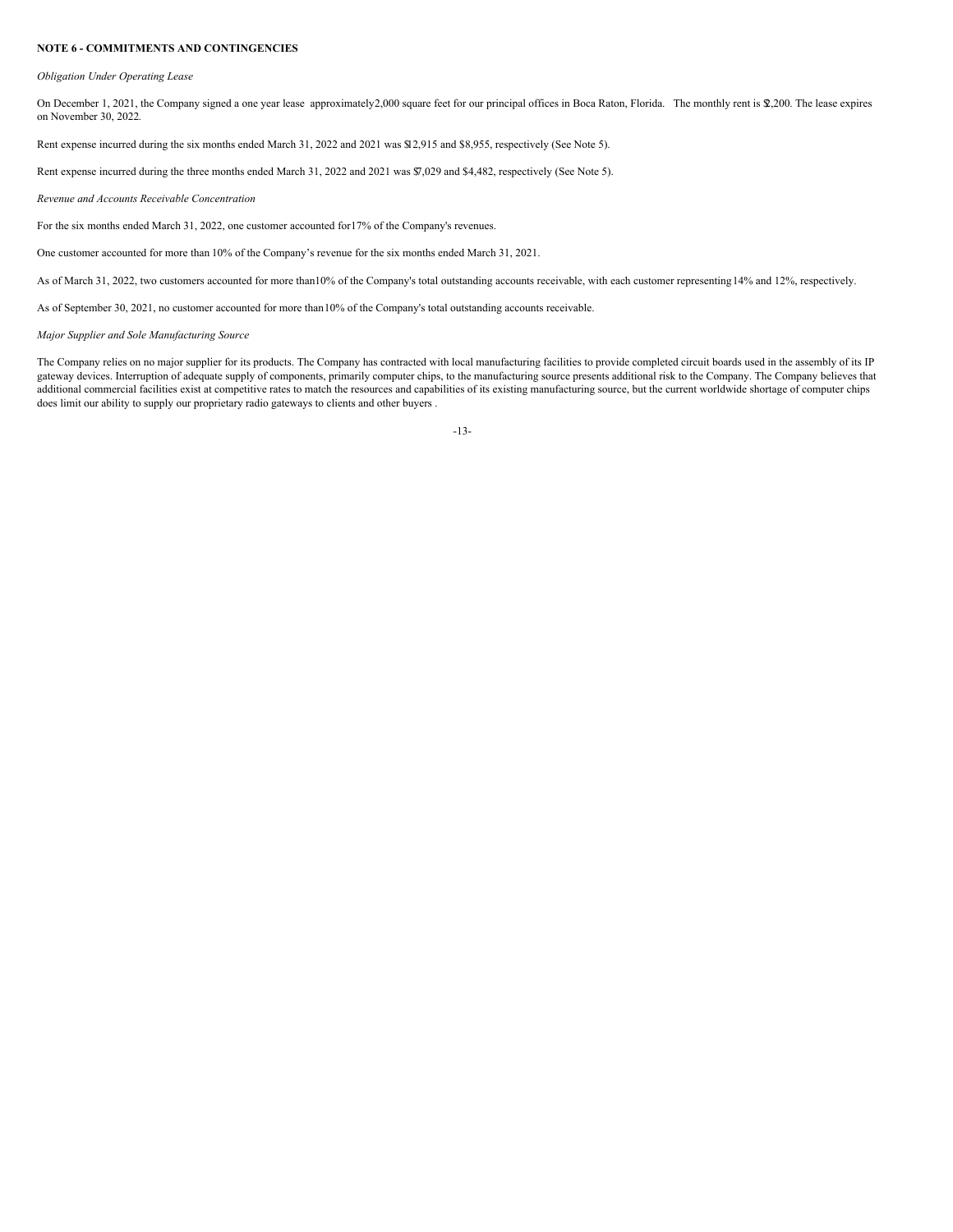**NOTE 6 - COMMITMENTS AND CONTINGENCIES**

*Obligation Under Operating Lease*

On December 1, 2021, the Company signed a one year lease approximately 2,000 square feet for our principal offices in Boca Raton, Florida. The monthly rent is $2,200. The lease expires on November 30, 2022.

Rent expense incurred during the six months ended March 31, 2022 and 2021 was $12,915 and $8,955, respectively (See Note 5).

Rent expense incurred during the three months ended March 31, 2022 and 2021 was $7,029 and $4,482, respectively (See Note 5).

*Revenue and Accounts Receivable Concentration*

For the six months ended March 31, 2022, one customer accounted for 17% of the Company's revenues.

One customer accounted for more than 10% of the Company's revenue for the six months ended March 31, 2021.

As of March 31, 2022, two customers accounted for more than 10% of the Company's total outstanding accounts receivable, with each customer representing 14% and 12%, respectively.

As of September 30, 2021, no customer accounted for more than 10% of the Company's total outstanding accounts receivable.

*Major Supplier and Sole Manufacturing Source*

The Company relies on no major supplier for its products. The Company has contracted with local manufacturing facilities to provide completed circuit boards used in the assembly of its IP gateway devices. Interruption of adequate supply of components, primarily computer chips, to the manufacturing source presents additional risk to the Company. The Company believes that additional commercial facilities exist at competitive rates to match the resources and capabilities of its existing manufacturing source, but the current worldwide shortage of computer chips does limit our ability to supply our proprietary radio gateways to clients and other buyers .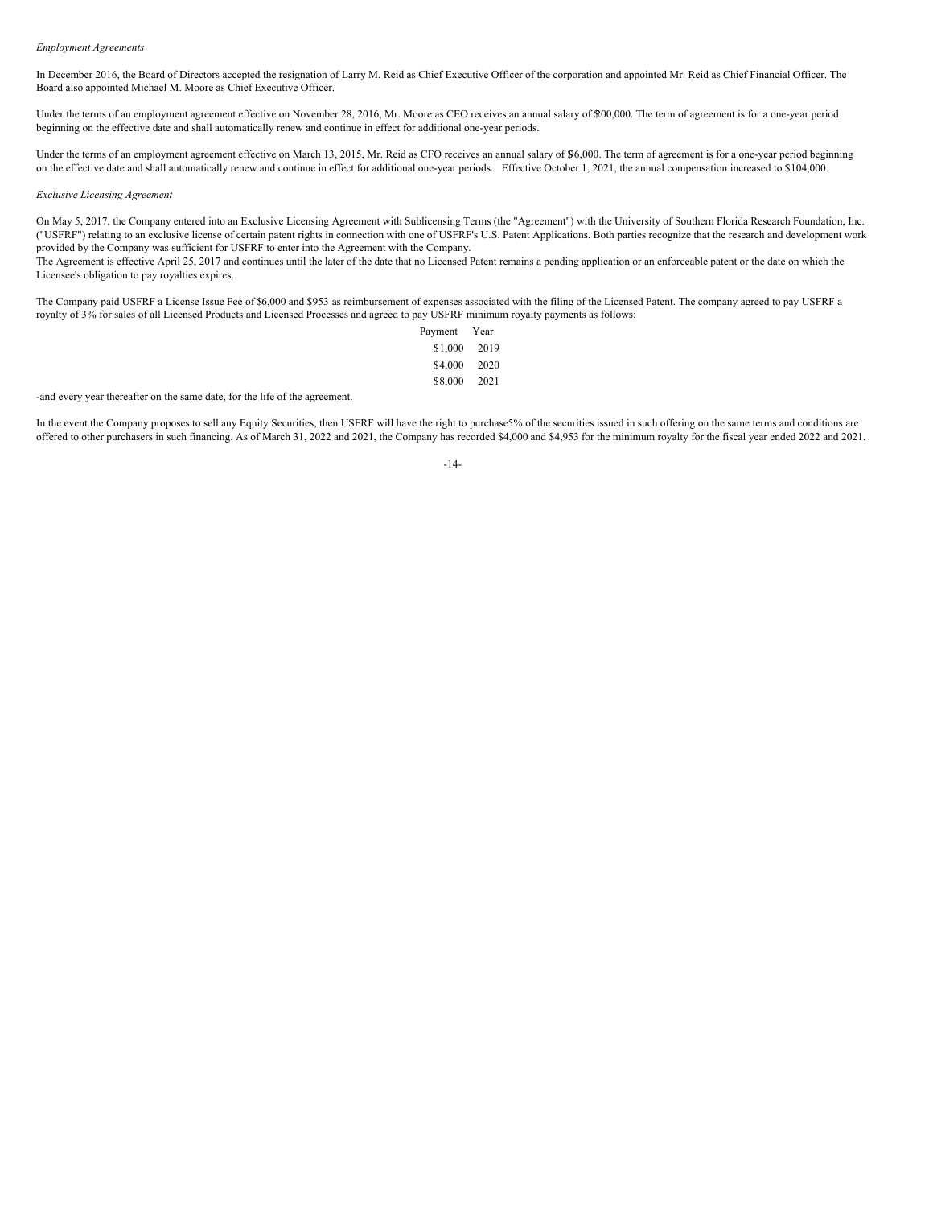*Employment Agreements*

In December 2016, the Board of Directors accepted the resignation of Larry M. Reid as Chief Executive Officer of the corporation and appointed Mr. Reid as Chief Financial Officer. The Board also appointed Michael M. Moore as Chief Executive Officer.

Under the terms of an employment agreement effective on November 28, 2016, Mr. Moore as CEO receives an annual salary of $200,000. The term of agreement is for a one-year period beginning on the effective date and shall automatically renew and continue in effect for additional one-year periods.

Under the terms of an employment agreement effective on March 13, 2015, Mr. Reid as CFO receives an annual salary of $96,000. The term of agreement is for a one-year period beginning on the effective date and shall automatically renew and continue in effect for additional one-year periods. Effective October 1, 2021, the annual compensation increased to $104,000.

*Exclusive Licensing Agreement*

On May 5, 2017, the Company entered into an Exclusive Licensing Agreement with Sublicensing Terms (the "Agreement") with the University of Southern Florida Research Foundation, Inc. ("USFRF") relating to an exclusive license of certain patent rights in connection with one of USFRF's U.S. Patent Applications. Both parties recognize that the research and development work provided by the Company was sufficient for USFRF to enter into the Agreement with the Company.
The Agreement is effective April 25, 2017 and continues until the later of the date that no Licensed Patent remains a pending application or an enforceable patent or the date on which the Licensee's obligation to pay royalties expires.

The Company paid USFRF a License Issue Fee of $6,000 and $953 as reimbursement of expenses associated with the filing of the Licensed Patent. The company agreed to pay USFRF a royalty of 3% for sales of all Licensed Products and Licensed Processes and agreed to pay USFRF minimum royalty payments as follows:

| Payment | Year |
|---|---|
| $1,000 | 2019 |
| $4,000 | 2020 |
| $8,000 | 2021 |

-and every year thereafter on the same date, for the life of the agreement.

In the event the Company proposes to sell any Equity Securities, then USFRF will have the right to purchase5% of the securities issued in such offering on the same terms and conditions are offered to other purchasers in such financing. As of March 31, 2022 and 2021, the Company has recorded $4,000 and $4,953 for the minimum royalty for the fiscal year ended 2022 and 2021.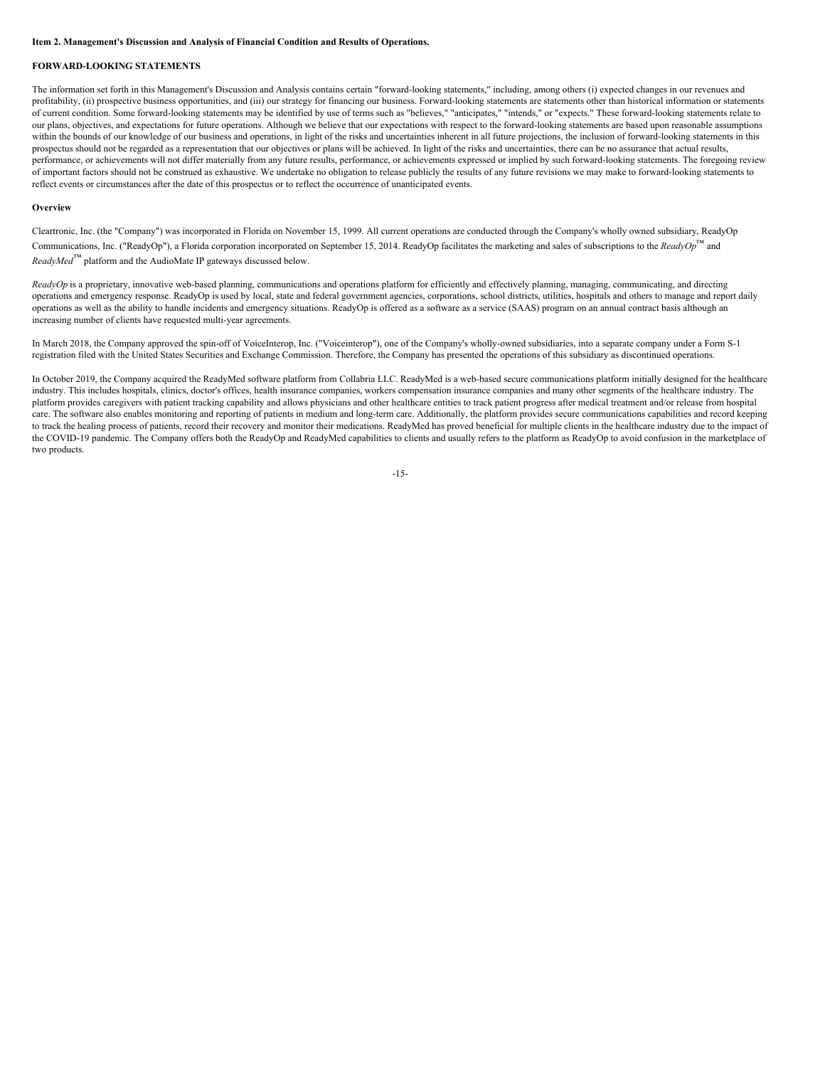**Item 2. Management's Discussion and Analysis of Financial Condition and Results of Operations.**

**FORWARD-LOOKING STATEMENTS**

The information set forth in this Management's Discussion and Analysis contains certain "forward-looking statements," including, among others (i) expected changes in our revenues and profitability, (ii) prospective business opportunities, and (iii) our strategy for financing our business. Forward-looking statements are statements other than historical information or statements of current condition. Some forward-looking statements may be identified by use of terms such as "believes," "anticipates," "intends," or "expects." These forward-looking statements relate to our plans, objectives, and expectations for future operations. Although we believe that our expectations with respect to the forward-looking statements are based upon reasonable assumptions within the bounds of our knowledge of our business and operations, in light of the risks and uncertainties inherent in all future projections, the inclusion of forward-looking statements in this prospectus should not be regarded as a representation that our objectives or plans will be achieved. In light of the risks and uncertainties, there can be no assurance that actual results, performance, or achievements will not differ materially from any future results, performance, or achievements expressed or implied by such forward-looking statements. The foregoing review of important factors should not be construed as exhaustive. We undertake no obligation to release publicly the results of any future revisions we may make to forward-looking statements to reflect events or circumstances after the date of this prospectus or to reflect the occurrence of unanticipated events.

**Overview**

Cleartronic, Inc. (the "Company") was incorporated in Florida on November 15, 1999. All current operations are conducted through the Company's wholly owned subsidiary, ReadyOp Communications, Inc. ("ReadyOp"), a Florida corporation incorporated on September 15, 2014. ReadyOp facilitates the marketing and sales of subscriptions to the *ReadyOp*™ and *ReadyMed*™ platform and the AudioMate IP gateways discussed below.

*ReadyOp* is a proprietary, innovative web-based planning, communications and operations platform for efficiently and effectively planning, managing, communicating, and directing operations and emergency response. ReadyOp is used by local, state and federal government agencies, corporations, school districts, utilities, hospitals and others to manage and report daily operations as well as the ability to handle incidents and emergency situations. ReadyOp is offered as a software as a service (SAAS) program on an annual contract basis although an increasing number of clients have requested multi-year agreements.

In March 2018, the Company approved the spin-off of VoiceInterop, Inc. ("Voiceinterop"), one of the Company's wholly-owned subsidiaries, into a separate company under a Form S-1 registration filed with the United States Securities and Exchange Commission. Therefore, the Company has presented the operations of this subsidiary as discontinued operations.

In October 2019, the Company acquired the ReadyMed software platform from Collabria LLC. ReadyMed is a web-based secure communications platform initially designed for the healthcare industry. This includes hospitals, clinics, doctor's offices, health insurance companies, workers compensation insurance companies and many other segments of the healthcare industry. The platform provides caregivers with patient tracking capability and allows physicians and other healthcare entities to track patient progress after medical treatment and/or release from hospital care. The software also enables monitoring and reporting of patients in medium and long-term care. Additionally, the platform provides secure communications capabilities and record keeping to track the healing process of patients, record their recovery and monitor their medications. ReadyMed has proved beneficial for multiple clients in the healthcare industry due to the impact of the COVID-19 pandemic. The Company offers both the ReadyOp and ReadyMed capabilities to clients and usually refers to the platform as ReadyOp to avoid confusion in the marketplace of two products.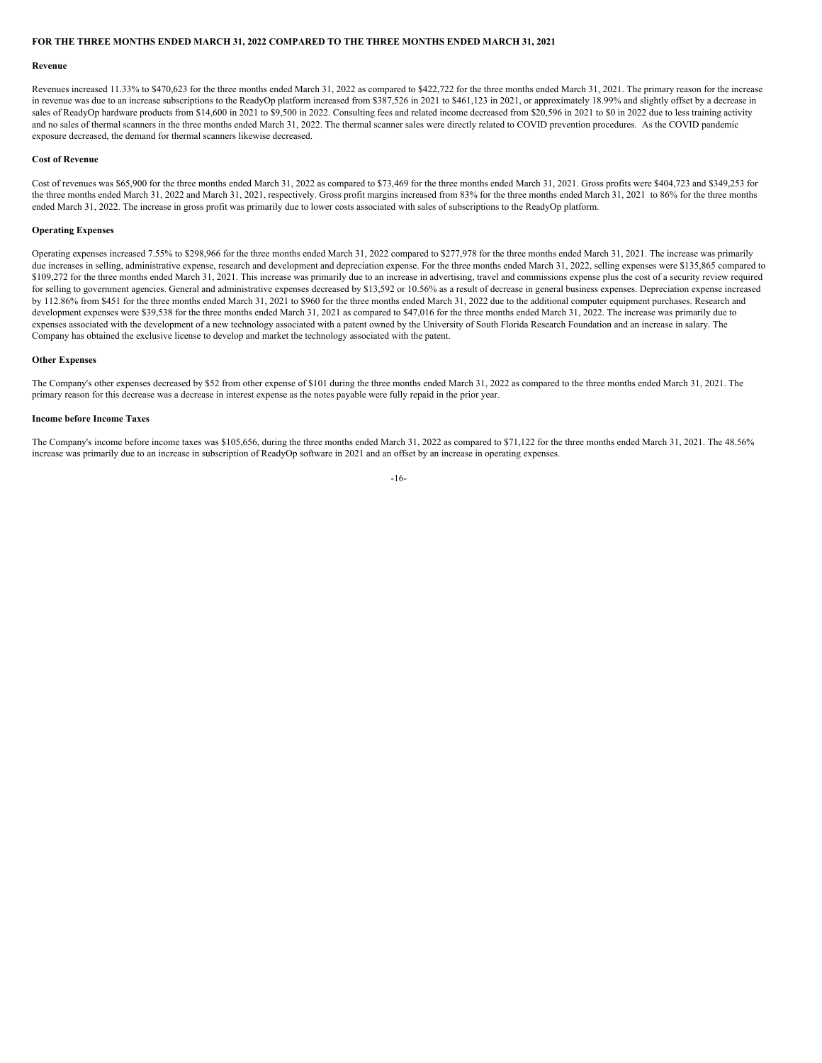**FOR THE THREE MONTHS ENDED MARCH 31, 2022 COMPARED TO THE THREE MONTHS ENDED MARCH 31, 2021**

**Revenue**

Revenues increased 11.33% to $470,623 for the three months ended March 31, 2022 as compared to $422,722 for the three months ended March 31, 2021. The primary reason for the increase in revenue was due to an increase subscriptions to the ReadyOp platform increased from $387,526 in 2021 to $461,123 in 2021, or approximately 18.99% and slightly offset by a decrease in sales of ReadyOp hardware products from $14,600 in 2021 to $9,500 in 2022. Consulting fees and related income decreased from $20,596 in 2021 to $0 in 2022 due to less training activity and no sales of thermal scanners in the three months ended March 31, 2022. The thermal scanner sales were directly related to COVID prevention procedures. As the COVID pandemic exposure decreased, the demand for thermal scanners likewise decreased.

**Cost of Revenue**

Cost of revenues was $65,900 for the three months ended March 31, 2022 as compared to $73,469 for the three months ended March 31, 2021. Gross profits were $404,723 and $349,253 for the three months ended March 31, 2022 and March 31, 2021, respectively. Gross profit margins increased from 83% for the three months ended March 31, 2021 to 86% for the three months ended March 31, 2022. The increase in gross profit was primarily due to lower costs associated with sales of subscriptions to the ReadyOp platform.

**Operating Expenses**

Operating expenses increased 7.55% to $298,966 for the three months ended March 31, 2022 compared to $277,978 for the three months ended March 31, 2021. The increase was primarily due increases in selling, administrative expense, research and development and depreciation expense. For the three months ended March 31, 2022, selling expenses were $135,865 compared to $109,272 for the three months ended March 31, 2021. This increase was primarily due to an increase in advertising, travel and commissions expense plus the cost of a security review required for selling to government agencies. General and administrative expenses decreased by $13,592 or 10.56% as a result of decrease in general business expenses. Depreciation expense increased by 112.86% from $451 for the three months ended March 31, 2021 to $960 for the three months ended March 31, 2022 due to the additional computer equipment purchases. Research and development expenses were $39,538 for the three months ended March 31, 2021 as compared to $47,016 for the three months ended March 31, 2022. The increase was primarily due to expenses associated with the development of a new technology associated with a patent owned by the University of South Florida Research Foundation and an increase in salary. The Company has obtained the exclusive license to develop and market the technology associated with the patent.

**Other Expenses**

The Company's other expenses decreased by $52 from other expense of $101 during the three months ended March 31, 2022 as compared to the three months ended March 31, 2021. The primary reason for this decrease was a decrease in interest expense as the notes payable were fully repaid in the prior year.

**Income before Income Taxes**

The Company's income before income taxes was $105,656, during the three months ended March 31, 2022 as compared to $71,122 for the three months ended March 31, 2021. The 48.56% increase was primarily due to an increase in subscription of ReadyOp software in 2021 and an offset by an increase in operating expenses.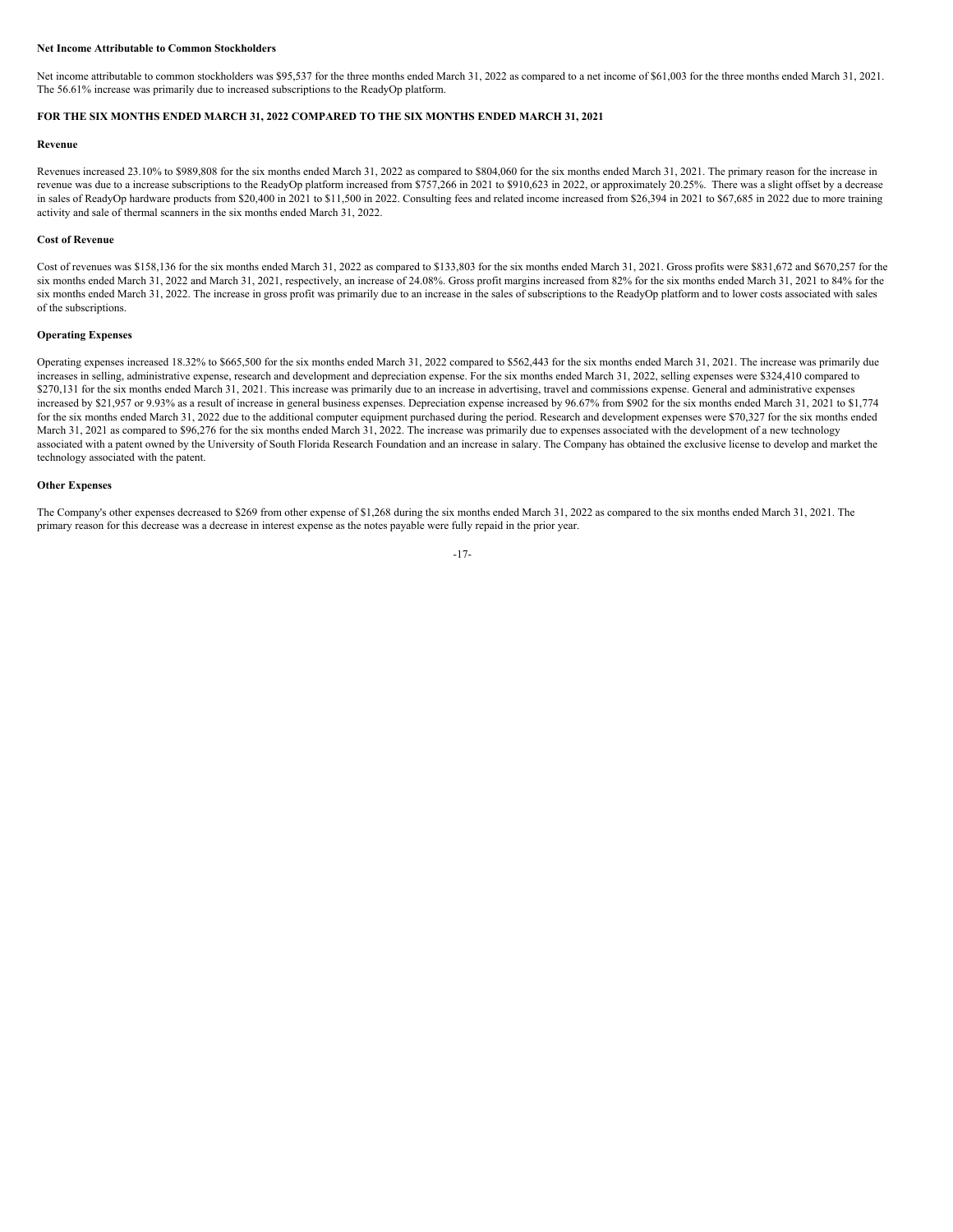**Net Income Attributable to Common Stockholders**

Net income attributable to common stockholders was $95,537 for the three months ended March 31, 2022 as compared to a net income of $61,003 for the three months ended March 31, 2021. The 56.61% increase was primarily due to increased subscriptions to the ReadyOp platform.

**FOR THE SIX MONTHS ENDED MARCH 31, 2022 COMPARED TO THE SIX MONTHS ENDED MARCH 31, 2021**

**Revenue**

Revenues increased 23.10% to $989,808 for the six months ended March 31, 2022 as compared to $804,060 for the six months ended March 31, 2021. The primary reason for the increase in revenue was due to a increase subscriptions to the ReadyOp platform increased from $757,266 in 2021 to $910,623 in 2022, or approximately 20.25%. There was a slight offset by a decrease in sales of ReadyOp hardware products from $20,400 in 2021 to $11,500 in 2022. Consulting fees and related income increased from $26,394 in 2021 to $67,685 in 2022 due to more training activity and sale of thermal scanners in the six months ended March 31, 2022.

**Cost of Revenue**

Cost of revenues was $158,136 for the six months ended March 31, 2022 as compared to $133,803 for the six months ended March 31, 2021. Gross profits were $831,672 and $670,257 for the six months ended March 31, 2022 and March 31, 2021, respectively, an increase of 24.08%. Gross profit margins increased from 82% for the six months ended March 31, 2021 to 84% for the six months ended March 31, 2022. The increase in gross profit was primarily due to an increase in the sales of subscriptions to the ReadyOp platform and to lower costs associated with sales of the subscriptions.

**Operating Expenses**

Operating expenses increased 18.32% to $665,500 for the six months ended March 31, 2022 compared to $562,443 for the six months ended March 31, 2021. The increase was primarily due increases in selling, administrative expense, research and development and depreciation expense. For the six months ended March 31, 2022, selling expenses were $324,410 compared to $270,131 for the six months ended March 31, 2021. This increase was primarily due to an increase in advertising, travel and commissions expense. General and administrative expenses increased by $21,957 or 9.93% as a result of increase in general business expenses. Depreciation expense increased by 96.67% from $902 for the six months ended March 31, 2021 to $1,774 for the six months ended March 31, 2022 due to the additional computer equipment purchased during the period. Research and development expenses were $70,327 for the six months ended March 31, 2021 as compared to $96,276 for the six months ended March 31, 2022. The increase was primarily due to expenses associated with the development of a new technology associated with a patent owned by the University of South Florida Research Foundation and an increase in salary. The Company has obtained the exclusive license to develop and market the technology associated with the patent.

**Other Expenses**

The Company's other expenses decreased to $269 from other expense of $1,268 during the six months ended March 31, 2022 as compared to the six months ended March 31, 2021. The primary reason for this decrease was a decrease in interest expense as the notes payable were fully repaid in the prior year.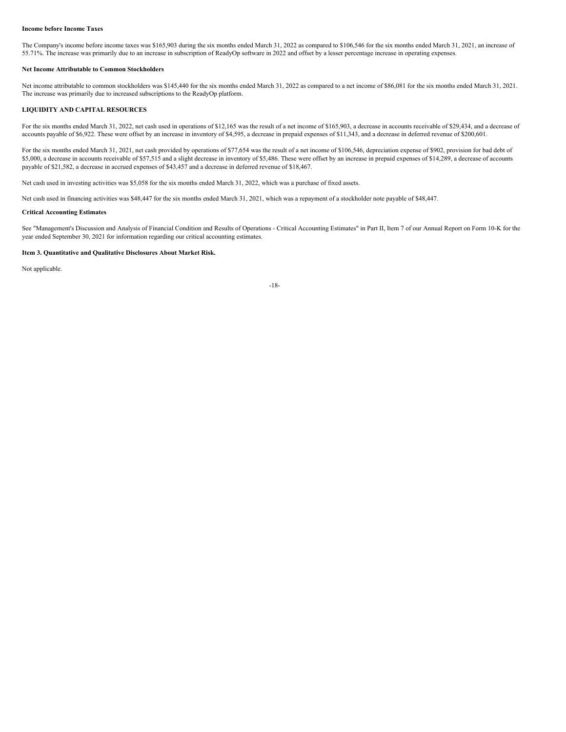**Income before Income Taxes**

The Company's income before income taxes was $165,903 during the six months ended March 31, 2022 as compared to $106,546 for the six months ended March 31, 2021, an increase of 55.71%. The increase was primarily due to an increase in subscription of ReadyOp software in 2022 and offset by a lesser percentage increase in operating expenses.

**Net Income Attributable to Common Stockholders**

Net income attributable to common stockholders was $145,440 for the six months ended March 31, 2022 as compared to a net income of $86,081 for the six months ended March 31, 2021. The increase was primarily due to increased subscriptions to the ReadyOp platform.

**LIQUIDITY AND CAPITAL RESOURCES**

For the six months ended March 31, 2022, net cash used in operations of $12,165 was the result of a net income of $165,903, a decrease in accounts receivable of $29,434, and a decrease of accounts payable of $6,922. These were offset by an increase in inventory of $4,595, a decrease in prepaid expenses of $11,343, and a decrease in deferred revenue of $200,601.

For the six months ended March 31, 2021, net cash provided by operations of $77,654 was the result of a net income of $106,546, depreciation expense of $902, provision for bad debt of $5,000, a decrease in accounts receivable of $57,515 and a slight decrease in inventory of $5,486. These were offset by an increase in prepaid expenses of $14,289, a decrease of accounts payable of $21,582, a decrease in accrued expenses of $43,457 and a decrease in deferred revenue of $18,467.

Net cash used in investing activities was $5,058 for the six months ended March 31, 2022, which was a purchase of fixed assets.

Net cash used in financing activities was $48,447 for the six months ended March 31, 2021, which was a repayment of a stockholder note payable of $48,447.

**Critical Accounting Estimates**

See "Management's Discussion and Analysis of Financial Condition and Results of Operations - Critical Accounting Estimates" in Part II, Item 7 of our Annual Report on Form 10-K for the year ended September 30, 2021 for information regarding our critical accounting estimates.

**Item 3. Quantitative and Qualitative Disclosures About Market Risk.**

Not applicable.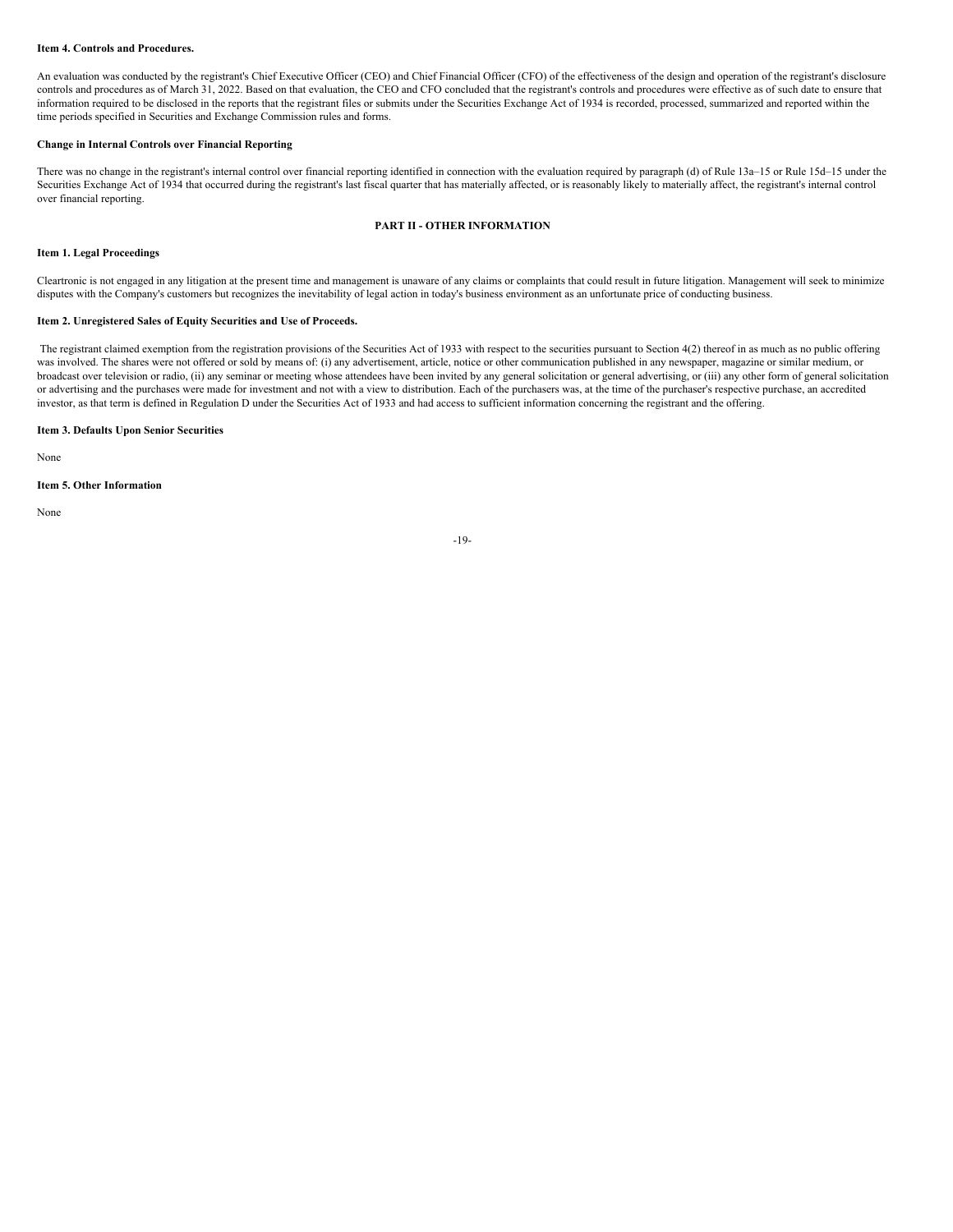**Item 4. Controls and Procedures.**

An evaluation was conducted by the registrant's Chief Executive Officer (CEO) and Chief Financial Officer (CFO) of the effectiveness of the design and operation of the registrant's disclosure controls and procedures as of March 31, 2022. Based on that evaluation, the CEO and CFO concluded that the registrant's controls and procedures were effective as of such date to ensure that information required to be disclosed in the reports that the registrant files or submits under the Securities Exchange Act of 1934 is recorded, processed, summarized and reported within the time periods specified in Securities and Exchange Commission rules and forms.

**Change in Internal Controls over Financial Reporting**

There was no change in the registrant's internal control over financial reporting identified in connection with the evaluation required by paragraph (d) of Rule 13a–15 or Rule 15d–15 under the Securities Exchange Act of 1934 that occurred during the registrant's last fiscal quarter that has materially affected, or is reasonably likely to materially affect, the registrant's internal control over financial reporting.

## PART II - OTHER INFORMATION

**Item 1. Legal Proceedings**

Cleartronic is not engaged in any litigation at the present time and management is unaware of any claims or complaints that could result in future litigation. Management will seek to minimize disputes with the Company's customers but recognizes the inevitability of legal action in today's business environment as an unfortunate price of conducting business.

**Item 2. Unregistered Sales of Equity Securities and Use of Proceeds.**

The registrant claimed exemption from the registration provisions of the Securities Act of 1933 with respect to the securities pursuant to Section 4(2) thereof in as much as no public offering was involved. The shares were not offered or sold by means of: (i) any advertisement, article, notice or other communication published in any newspaper, magazine or similar medium, or broadcast over television or radio, (ii) any seminar or meeting whose attendees have been invited by any general solicitation or general advertising, or (iii) any other form of general solicitation or advertising and the purchases were made for investment and not with a view to distribution. Each of the purchasers was, at the time of the purchaser's respective purchase, an accredited investor, as that term is defined in Regulation D under the Securities Act of 1933 and had access to sufficient information concerning the registrant and the offering.

**Item 3. Defaults Upon Senior Securities**

None

**Item 5. Other Information**

None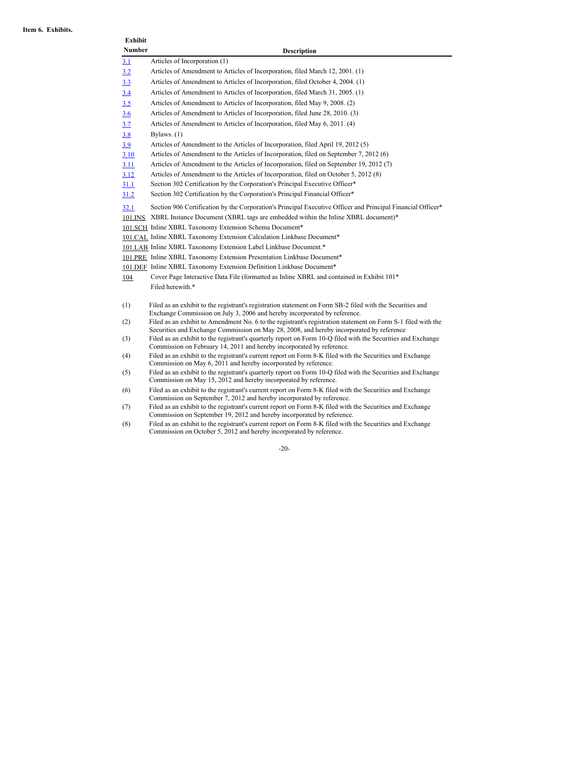**Item 6. Exhibits.**

| Exhibit Number | Description |
|---|---|
| 3.1 | Articles of Incorporation (1) |
| 3.2 | Articles of Amendment to Articles of Incorporation, filed March 12, 2001. (1) |
| 3.3 | Articles of Amendment to Articles of Incorporation, filed October 4, 2004. (1) |
| 3.4 | Articles of Amendment to Articles of Incorporation, filed March 31, 2005. (1) |
| 3.5 | Articles of Amendment to Articles of Incorporation, filed May 9, 2008. (2) |
| 3.6 | Articles of Amendment to Articles of Incorporation, filed June 28, 2010. (3) |
| 3.7 | Articles of Amendment to Articles of Incorporation, filed May 6, 2011. (4) |
| 3.8 | Bylaws. (1) |
| 3.9 | Articles of Amendment to the Articles of Incorporation, filed April 19, 2012 (5) |
| 3.10 | Articles of Amendment to the Articles of Incorporation, filed on September 7, 2012 (6) |
| 3.11 | Articles of Amendment to the Articles of Incorporation, filed on September 19, 2012 (7) |
| 3.12 | Articles of Amendment to the Articles of Incorporation, filed on October 5, 2012 (8) |
| 31.1 | Section 302 Certification by the Corporation's Principal Executive Officer* |
| 31.2 | Section 302 Certification by the Corporation's Principal Financial Officer* |
| 32.1 | Section 906 Certification by the Corporation's Principal Executive Officer and Principal Financial Officer* |
| 101.INS | XBRL Instance Document (XBRL tags are embedded within the Inline XBRL document)* |
| 101.SCH | Inline XBRL Taxonomy Extension Schema Document* |
| 101.CAL | Inline XBRL Taxonomy Extension Calculation Linkbase Document* |
| 101.LAB | Inline XBRL Taxonomy Extension Label Linkbase Document.* |
| 101.PRE | Inline XBRL Taxonomy Extension Presentation Linkbase Document* |
| 101.DEF | Inline XBRL Taxonomy Extension Definition Linkbase Document* |
| 104 | Cover Page Interactive Data File (formatted as Inline XBRL and contained in Exhibit 101* |
| | Filed herewith.* |

(1) Filed as an exhibit to the registrant's registration statement on Form SB-2 filed with the Securities and Exchange Commission on July 3, 2006 and hereby incorporated by reference.

(2) Filed as an exhibit to Amendment No. 6 to the registrant's registration statement on Form S-1 filed with the Securities and Exchange Commission on May 28, 2008, and hereby incorporated by reference

(3) Filed as an exhibit to the registrant's quarterly report on Form 10-Q filed with the Securities and Exchange Commission on February 14, 2011 and hereby incorporated by reference.

(4) Filed as an exhibit to the registrant's current report on Form 8-K filed with the Securities and Exchange Commission on May 6, 2011 and hereby incorporated by reference.

(5) Filed as an exhibit to the registrant's quarterly report on Form 10-Q filed with the Securities and Exchange Commission on May 15, 2012 and hereby incorporated by reference.

(6) Filed as an exhibit to the registrant's current report on Form 8-K filed with the Securities and Exchange Commission on September 7, 2012 and hereby incorporated by reference.

(7) Filed as an exhibit to the registrant's current report on Form 8-K filed with the Securities and Exchange Commission on September 19, 2012 and hereby incorporated by reference.

(8) Filed as an exhibit to the registrant's current report on Form 8-K filed with the Securities and Exchange Commission on October 5, 2012 and hereby incorporated by reference.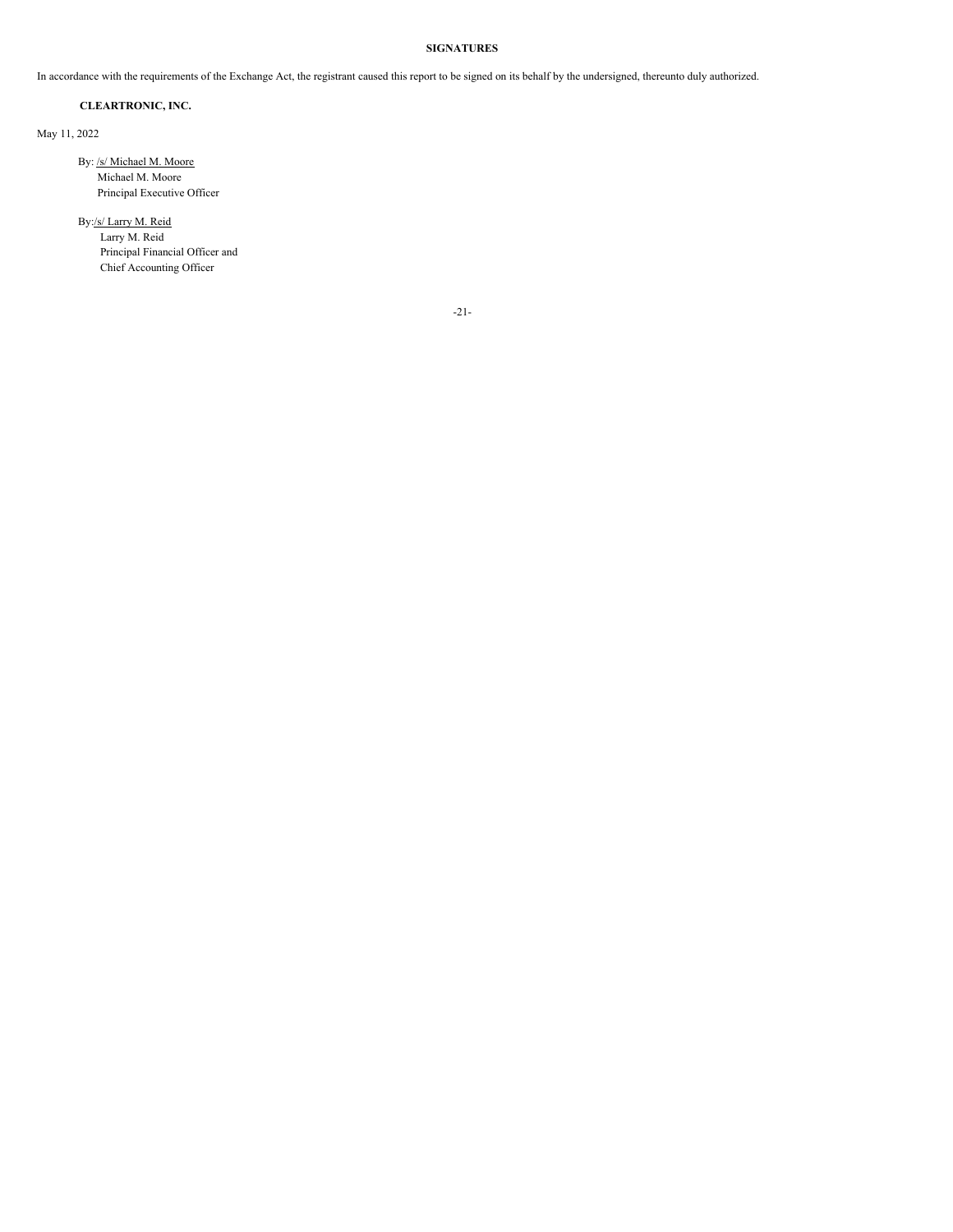**SIGNATURES**

In accordance with the requirements of the Exchange Act, the registrant caused this report to be signed on its behalf by the undersigned, thereunto duly authorized.

**CLEARTRONIC, INC.**

May 11, 2022

By: /s/ Michael M. Moore
Michael M. Moore
Principal Executive Officer

By: /s/ Larry M. Reid
Larry M. Reid
Principal Financial Officer and
Chief Accounting Officer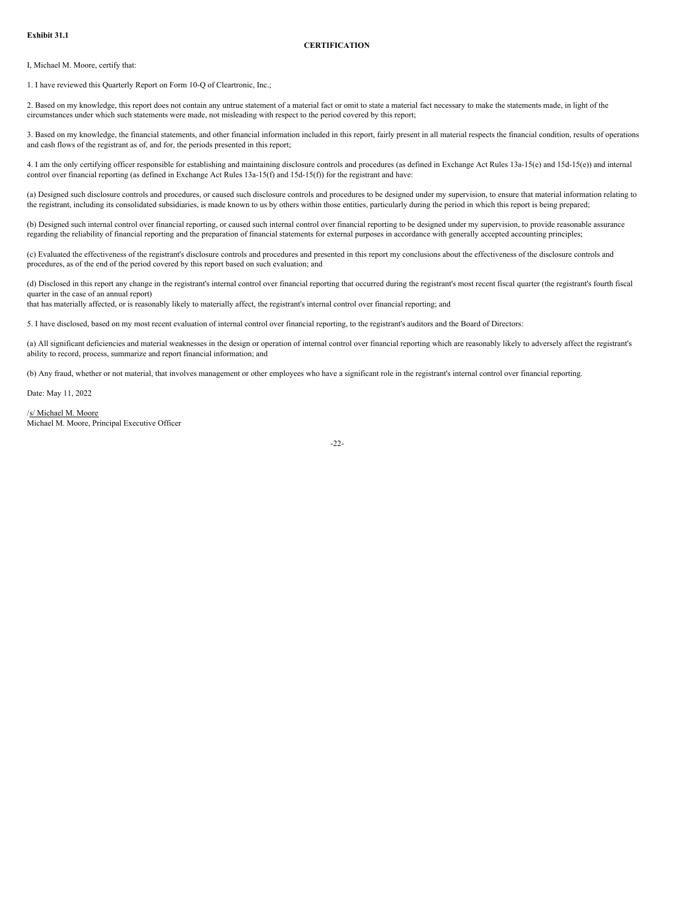**Exhibit 31.1**

**CERTIFICATION**

I, Michael M. Moore, certify that:

1. I have reviewed this Quarterly Report on Form 10-Q of Cleartronic, Inc.;

2. Based on my knowledge, this report does not contain any untrue statement of a material fact or omit to state a material fact necessary to make the statements made, in light of the circumstances under which such statements were made, not misleading with respect to the period covered by this report;

3. Based on my knowledge, the financial statements, and other financial information included in this report, fairly present in all material respects the financial condition, results of operations and cash flows of the registrant as of, and for, the periods presented in this report;

4. I am the only certifying officer responsible for establishing and maintaining disclosure controls and procedures (as defined in Exchange Act Rules 13a-15(e) and 15d-15(e)) and internal control over financial reporting (as defined in Exchange Act Rules 13a-15(f) and 15d-15(f)) for the registrant and have:

(a) Designed such disclosure controls and procedures, or caused such disclosure controls and procedures to be designed under my supervision, to ensure that material information relating to the registrant, including its consolidated subsidiaries, is made known to us by others within those entities, particularly during the period in which this report is being prepared;

(b) Designed such internal control over financial reporting, or caused such internal control over financial reporting to be designed under my supervision, to provide reasonable assurance regarding the reliability of financial reporting and the preparation of financial statements for external purposes in accordance with generally accepted accounting principles;

(c) Evaluated the effectiveness of the registrant's disclosure controls and procedures and presented in this report my conclusions about the effectiveness of the disclosure controls and procedures, as of the end of the period covered by this report based on such evaluation; and

(d) Disclosed in this report any change in the registrant's internal control over financial reporting that occurred during the registrant's most recent fiscal quarter (the registrant's fourth fiscal quarter in the case of an annual report)
that has materially affected, or is reasonably likely to materially affect, the registrant's internal control over financial reporting; and

5. I have disclosed, based on my most recent evaluation of internal control over financial reporting, to the registrant's auditors and the Board of Directors:

(a) All significant deficiencies and material weaknesses in the design or operation of internal control over financial reporting which are reasonably likely to adversely affect the registrant's ability to record, process, summarize and report financial information; and

(b) Any fraud, whether or not material, that involves management or other employees who have a significant role in the registrant's internal control over financial reporting.

Date: May 11, 2022

/s/ Michael M. Moore
Michael M. Moore, Principal Executive Officer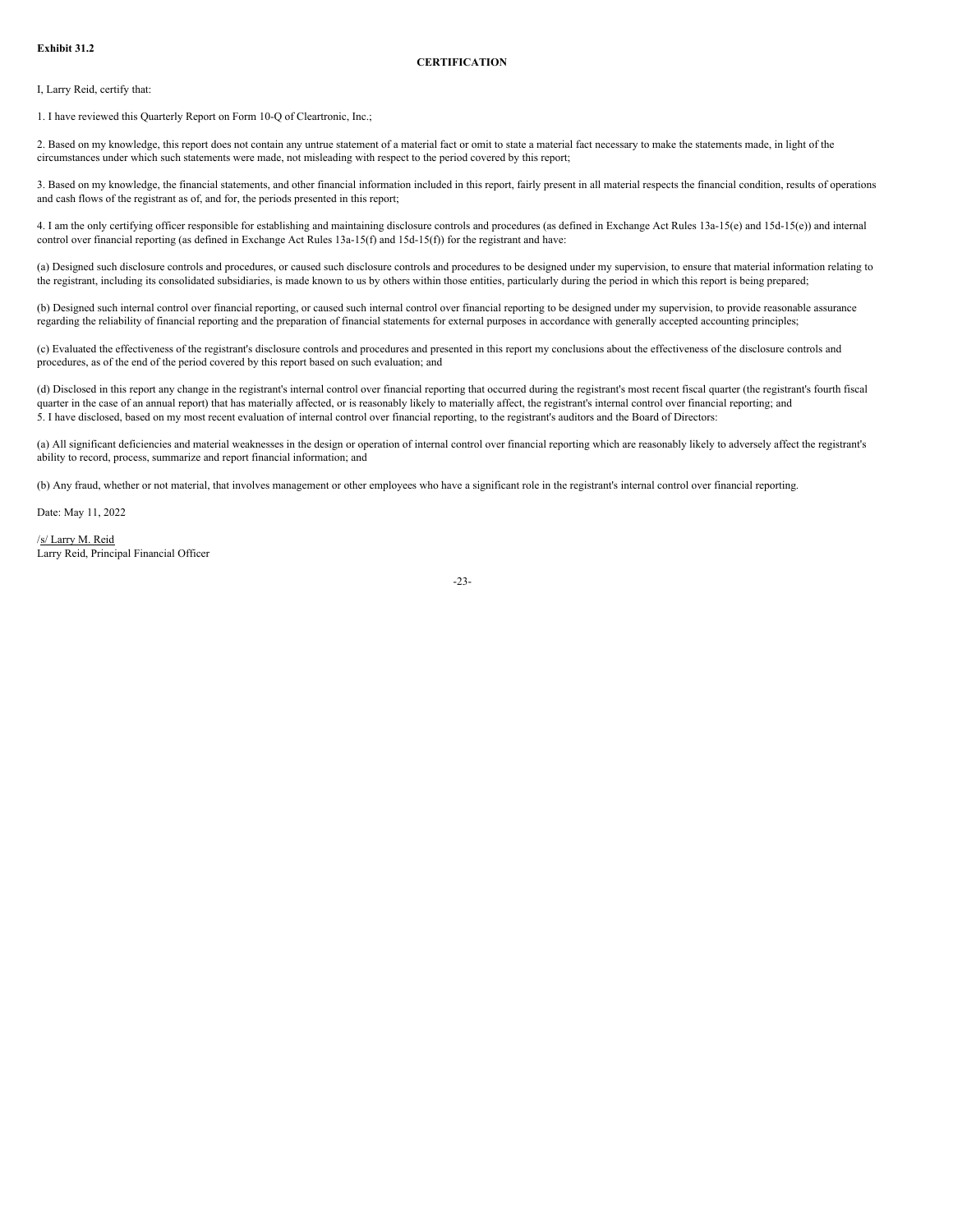**Exhibit 31.2**

**CERTIFICATION**

I, Larry Reid, certify that:

1. I have reviewed this Quarterly Report on Form 10-Q of Cleartronic, Inc.;

2. Based on my knowledge, this report does not contain any untrue statement of a material fact or omit to state a material fact necessary to make the statements made, in light of the circumstances under which such statements were made, not misleading with respect to the period covered by this report;

3. Based on my knowledge, the financial statements, and other financial information included in this report, fairly present in all material respects the financial condition, results of operations and cash flows of the registrant as of, and for, the periods presented in this report;

4. I am the only certifying officer responsible for establishing and maintaining disclosure controls and procedures (as defined in Exchange Act Rules 13a-15(e) and 15d-15(e)) and internal control over financial reporting (as defined in Exchange Act Rules 13a-15(f) and 15d-15(f)) for the registrant and have:

(a) Designed such disclosure controls and procedures, or caused such disclosure controls and procedures to be designed under my supervision, to ensure that material information relating to the registrant, including its consolidated subsidiaries, is made known to us by others within those entities, particularly during the period in which this report is being prepared;

(b) Designed such internal control over financial reporting, or caused such internal control over financial reporting to be designed under my supervision, to provide reasonable assurance regarding the reliability of financial reporting and the preparation of financial statements for external purposes in accordance with generally accepted accounting principles;

(c) Evaluated the effectiveness of the registrant's disclosure controls and procedures and presented in this report my conclusions about the effectiveness of the disclosure controls and procedures, as of the end of the period covered by this report based on such evaluation; and

(d) Disclosed in this report any change in the registrant's internal control over financial reporting that occurred during the registrant's most recent fiscal quarter (the registrant's fourth fiscal quarter in the case of an annual report) that has materially affected, or is reasonably likely to materially affect, the registrant's internal control over financial reporting; and
5. I have disclosed, based on my most recent evaluation of internal control over financial reporting, to the registrant's auditors and the Board of Directors:

(a) All significant deficiencies and material weaknesses in the design or operation of internal control over financial reporting which are reasonably likely to adversely affect the registrant's ability to record, process, summarize and report financial information; and

(b) Any fraud, whether or not material, that involves management or other employees who have a significant role in the registrant's internal control over financial reporting.

Date: May 11, 2022

/s/ Larry M. Reid
Larry Reid, Principal Financial Officer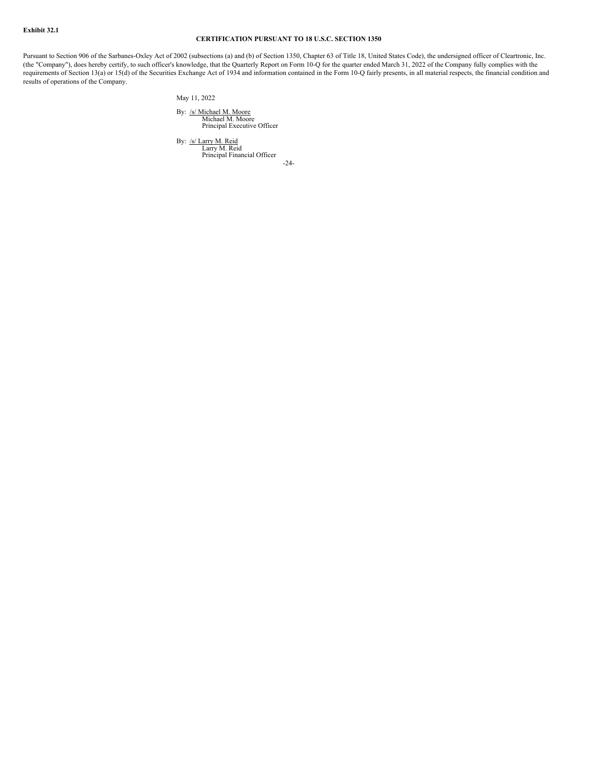**Exhibit 32.1**

**CERTIFICATION PURSUANT TO 18 U.S.C. SECTION 1350**

Pursuant to Section 906 of the Sarbanes-Oxley Act of 2002 (subsections (a) and (b) of Section 1350, Chapter 63 of Title 18, United States Code), the undersigned officer of Cleartronic, Inc. (the "Company"), does hereby certify, to such officer's knowledge, that the Quarterly Report on Form 10-Q for the quarter ended March 31, 2022 of the Company fully complies with the requirements of Section 13(a) or 15(d) of the Securities Exchange Act of 1934 and information contained in the Form 10-Q fairly presents, in all material respects, the financial condition and results of operations of the Company.

May 11, 2022

By: /s/ Michael M. Moore
Michael M. Moore
Principal Executive Officer

By: /s/ Larry M. Reid
Larry M. Reid
Principal Financial Officer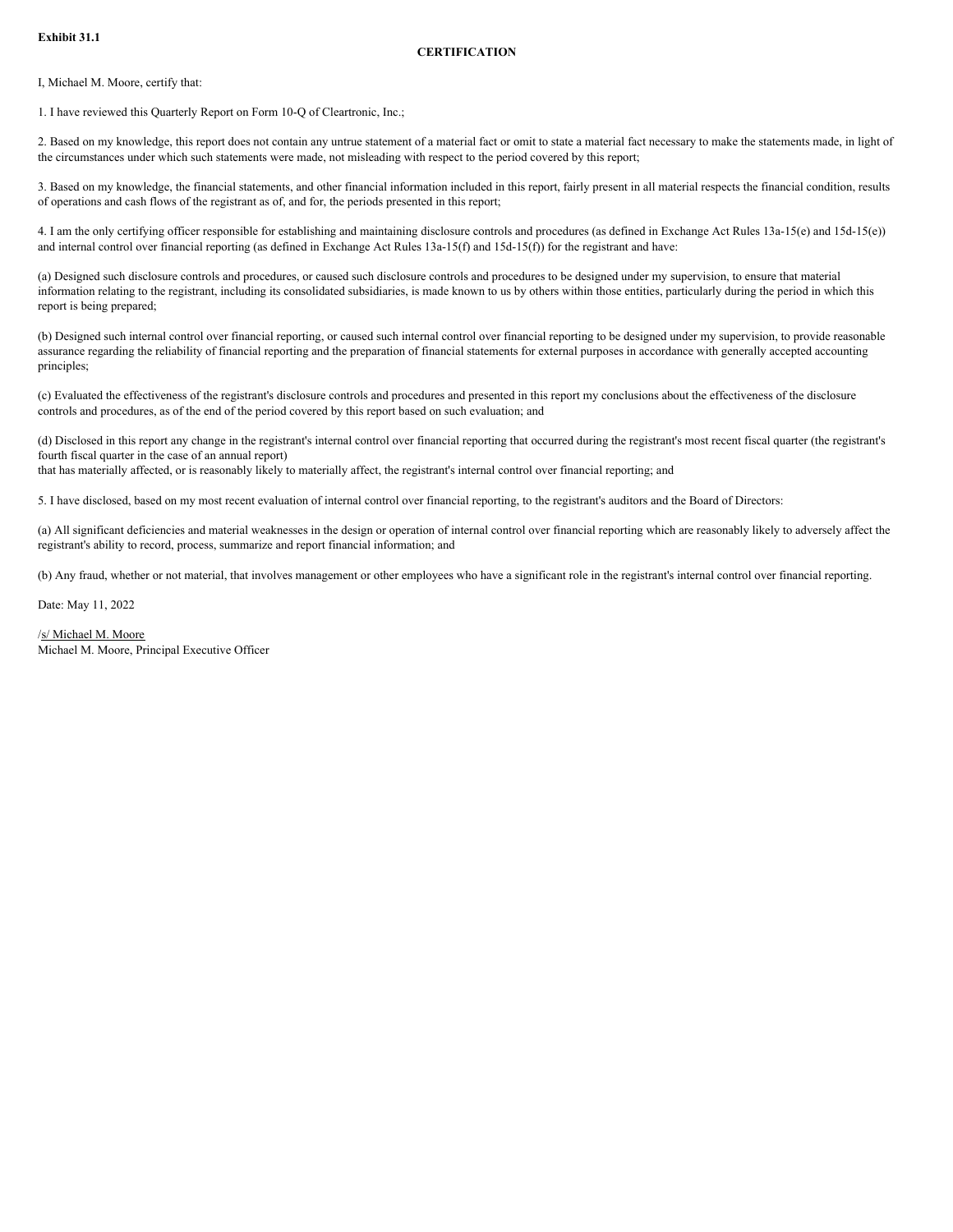**Exhibit 31.1**

**CERTIFICATION**

I, Michael M. Moore, certify that:

1. I have reviewed this Quarterly Report on Form 10-Q of Cleartronic, Inc.;

2. Based on my knowledge, this report does not contain any untrue statement of a material fact or omit to state a material fact necessary to make the statements made, in light of the circumstances under which such statements were made, not misleading with respect to the period covered by this report;

3. Based on my knowledge, the financial statements, and other financial information included in this report, fairly present in all material respects the financial condition, results of operations and cash flows of the registrant as of, and for, the periods presented in this report;

4. I am the only certifying officer responsible for establishing and maintaining disclosure controls and procedures (as defined in Exchange Act Rules 13a-15(e) and 15d-15(e)) and internal control over financial reporting (as defined in Exchange Act Rules 13a-15(f) and 15d-15(f)) for the registrant and have:

(a) Designed such disclosure controls and procedures, or caused such disclosure controls and procedures to be designed under my supervision, to ensure that material information relating to the registrant, including its consolidated subsidiaries, is made known to us by others within those entities, particularly during the period in which this report is being prepared;

(b) Designed such internal control over financial reporting, or caused such internal control over financial reporting to be designed under my supervision, to provide reasonable assurance regarding the reliability of financial reporting and the preparation of financial statements for external purposes in accordance with generally accepted accounting principles;

(c) Evaluated the effectiveness of the registrant's disclosure controls and procedures and presented in this report my conclusions about the effectiveness of the disclosure controls and procedures, as of the end of the period covered by this report based on such evaluation; and

(d) Disclosed in this report any change in the registrant's internal control over financial reporting that occurred during the registrant's most recent fiscal quarter (the registrant's fourth fiscal quarter in the case of an annual report)
that has materially affected, or is reasonably likely to materially affect, the registrant's internal control over financial reporting; and

5. I have disclosed, based on my most recent evaluation of internal control over financial reporting, to the registrant's auditors and the Board of Directors:

(a) All significant deficiencies and material weaknesses in the design or operation of internal control over financial reporting which are reasonably likely to adversely affect the registrant's ability to record, process, summarize and report financial information; and

(b) Any fraud, whether or not material, that involves management or other employees who have a significant role in the registrant's internal control over financial reporting.

Date: May 11, 2022

/s/ Michael M. Moore
Michael M. Moore, Principal Executive Officer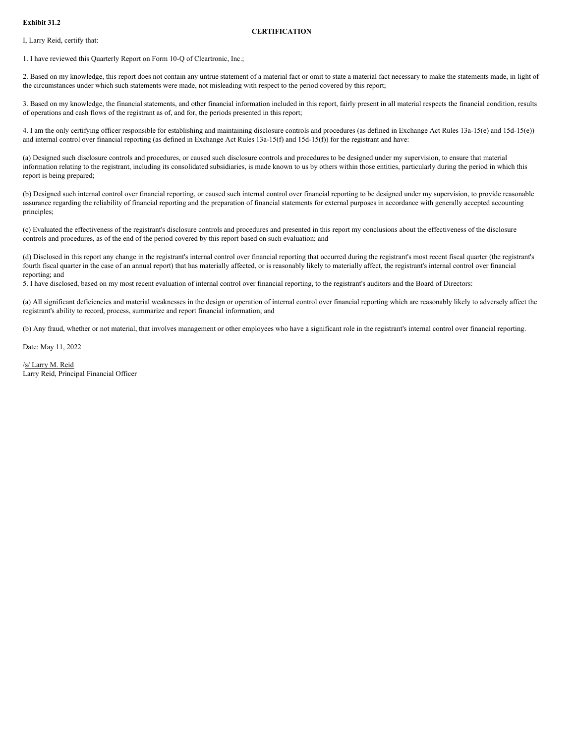**Exhibit 31.2**

**CERTIFICATION**

I, Larry Reid, certify that:

1. I have reviewed this Quarterly Report on Form 10-Q of Cleartronic, Inc.;

2. Based on my knowledge, this report does not contain any untrue statement of a material fact or omit to state a material fact necessary to make the statements made, in light of the circumstances under which such statements were made, not misleading with respect to the period covered by this report;

3. Based on my knowledge, the financial statements, and other financial information included in this report, fairly present in all material respects the financial condition, results of operations and cash flows of the registrant as of, and for, the periods presented in this report;

4. I am the only certifying officer responsible for establishing and maintaining disclosure controls and procedures (as defined in Exchange Act Rules 13a-15(e) and 15d-15(e)) and internal control over financial reporting (as defined in Exchange Act Rules 13a-15(f) and 15d-15(f)) for the registrant and have:

(a) Designed such disclosure controls and procedures, or caused such disclosure controls and procedures to be designed under my supervision, to ensure that material information relating to the registrant, including its consolidated subsidiaries, is made known to us by others within those entities, particularly during the period in which this report is being prepared;

(b) Designed such internal control over financial reporting, or caused such internal control over financial reporting to be designed under my supervision, to provide reasonable assurance regarding the reliability of financial reporting and the preparation of financial statements for external purposes in accordance with generally accepted accounting principles;

(c) Evaluated the effectiveness of the registrant's disclosure controls and procedures and presented in this report my conclusions about the effectiveness of the disclosure controls and procedures, as of the end of the period covered by this report based on such evaluation; and

(d) Disclosed in this report any change in the registrant's internal control over financial reporting that occurred during the registrant's most recent fiscal quarter (the registrant's fourth fiscal quarter in the case of an annual report) that has materially affected, or is reasonably likely to materially affect, the registrant's internal control over financial reporting; and

5. I have disclosed, based on my most recent evaluation of internal control over financial reporting, to the registrant's auditors and the Board of Directors:

(a) All significant deficiencies and material weaknesses in the design or operation of internal control over financial reporting which are reasonably likely to adversely affect the registrant's ability to record, process, summarize and report financial information; and

(b) Any fraud, whether or not material, that involves management or other employees who have a significant role in the registrant's internal control over financial reporting.

Date: May 11, 2022

/s/ Larry M. Reid
Larry Reid, Principal Financial Officer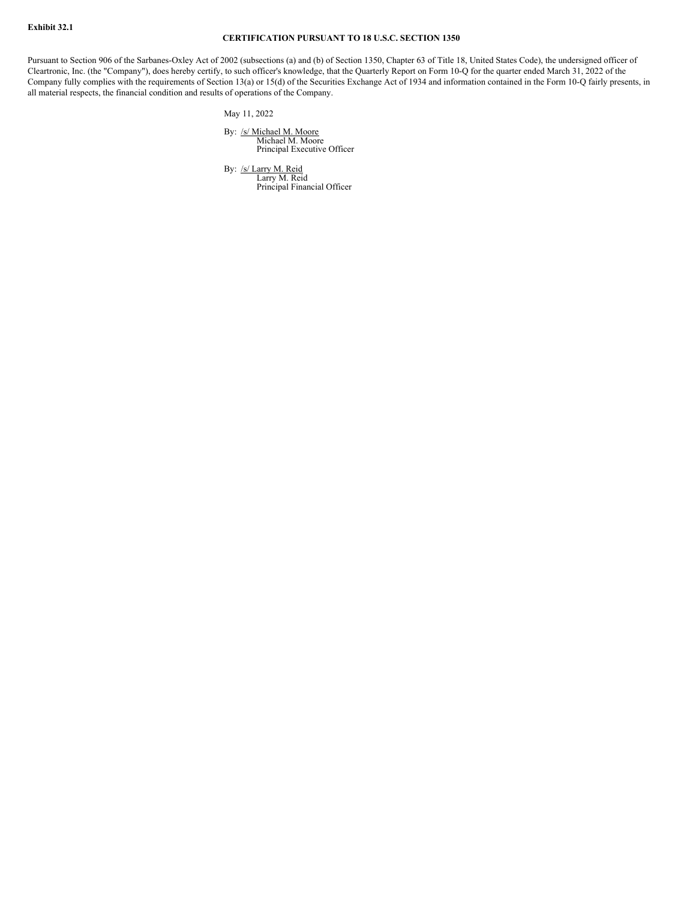**Exhibit 32.1**

**CERTIFICATION PURSUANT TO 18 U.S.C. SECTION 1350**

Pursuant to Section 906 of the Sarbanes-Oxley Act of 2002 (subsections (a) and (b) of Section 1350, Chapter 63 of Title 18, United States Code), the undersigned officer of Cleartronic, Inc. (the "Company"), does hereby certify, to such officer's knowledge, that the Quarterly Report on Form 10-Q for the quarter ended March 31, 2022 of the Company fully complies with the requirements of Section 13(a) or 15(d) of the Securities Exchange Act of 1934 and information contained in the Form 10-Q fairly presents, in all material respects, the financial condition and results of operations of the Company.

May 11, 2022

By: /s/ Michael M. Moore
Michael M. Moore
Principal Executive Officer

By: /s/ Larry M. Reid
Larry M. Reid
Principal Financial Officer